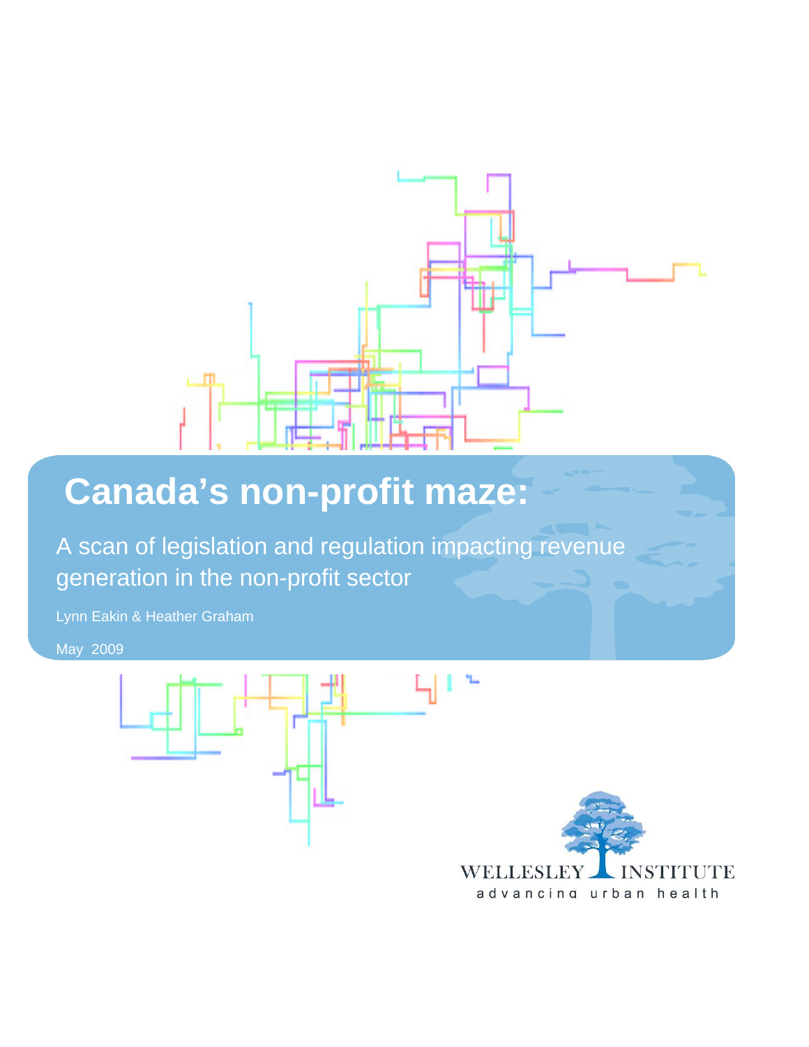# Canada's non-profit maze:

A scan of legislation and regulation impacting revenue generation in the non-profit sector

Lynn Eakin & Heather Graham

May 2009

WELLESLEY INSTITUTE

advancing urban health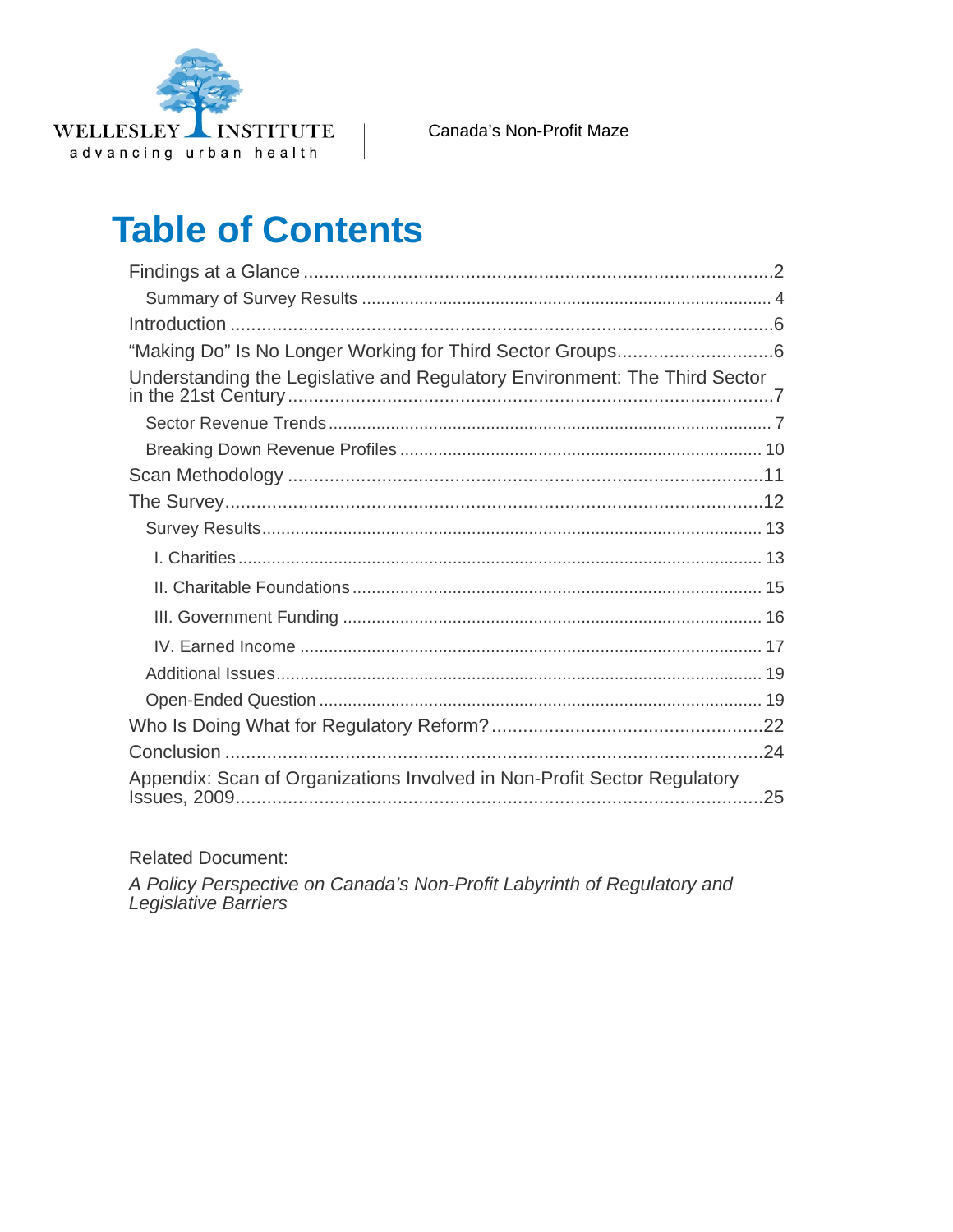# Table of Contents

- Findings at a Glance .......... 2
  - Summary of Survey Results .......... 4
- Introduction .......... 6
- "Making Do" Is No Longer Working for Third Sector Groups .......... 6
- Understanding the Legislative and Regulatory Environment: The Third Sector in the 21st Century .......... 7
  - Sector Revenue Trends .......... 7
  - Breaking Down Revenue Profiles .......... 10
- Scan Methodology .......... 11
- The Survey .......... 12
  - Survey Results .......... 13
    - I. Charities .......... 13
    - II. Charitable Foundations .......... 15
    - III. Government Funding .......... 16
    - IV. Earned Income .......... 17
  - Additional Issues .......... 19
  - Open-Ended Question .......... 19
- Who Is Doing What for Regulatory Reform? .......... 22
- Conclusion .......... 24
- Appendix: Scan of Organizations Involved in Non-Profit Sector Regulatory Issues, 2009 .......... 25

Related Document:

*A Policy Perspective on Canada's Non-Profit Labyrinth of Regulatory and Legislative Barriers*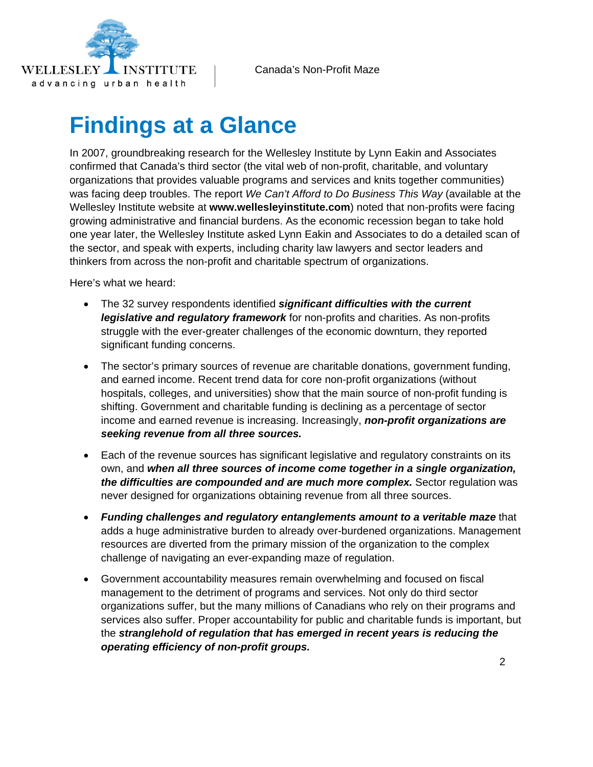# Findings at a Glance

In 2007, groundbreaking research for the Wellesley Institute by Lynn Eakin and Associates confirmed that Canada's third sector (the vital web of non-profit, charitable, and voluntary organizations that provides valuable programs and services and knits together communities) was facing deep troubles. The report *We Can't Afford to Do Business This Way* (available at the Wellesley Institute website at **www.wellesleyinstitute.com**) noted that non-profits were facing growing administrative and financial burdens. As the economic recession began to take hold one year later, the Wellesley Institute asked Lynn Eakin and Associates to do a detailed scan of the sector, and speak with experts, including charity law lawyers and sector leaders and thinkers from across the non-profit and charitable spectrum of organizations.

Here's what we heard:

- The 32 survey respondents identified ***significant difficulties with the current legislative and regulatory framework*** for non-profits and charities. As non-profits struggle with the ever-greater challenges of the economic downturn, they reported significant funding concerns.
- The sector's primary sources of revenue are charitable donations, government funding, and earned income. Recent trend data for core non-profit organizations (without hospitals, colleges, and universities) show that the main source of non-profit funding is shifting. Government and charitable funding is declining as a percentage of sector income and earned revenue is increasing. Increasingly, ***non-profit organizations are seeking revenue from all three sources.***
- Each of the revenue sources has significant legislative and regulatory constraints on its own, and ***when all three sources of income come together in a single organization, the difficulties are compounded and are much more complex.*** Sector regulation was never designed for organizations obtaining revenue from all three sources.
- ***Funding challenges and regulatory entanglements amount to a veritable maze*** that adds a huge administrative burden to already over-burdened organizations. Management resources are diverted from the primary mission of the organization to the complex challenge of navigating an ever-expanding maze of regulation.
- Government accountability measures remain overwhelming and focused on fiscal management to the detriment of programs and services. Not only do third sector organizations suffer, but the many millions of Canadians who rely on their programs and services also suffer. Proper accountability for public and charitable funds is important, but the ***stranglehold of regulation that has emerged in recent years is reducing the operating efficiency of non-profit groups.***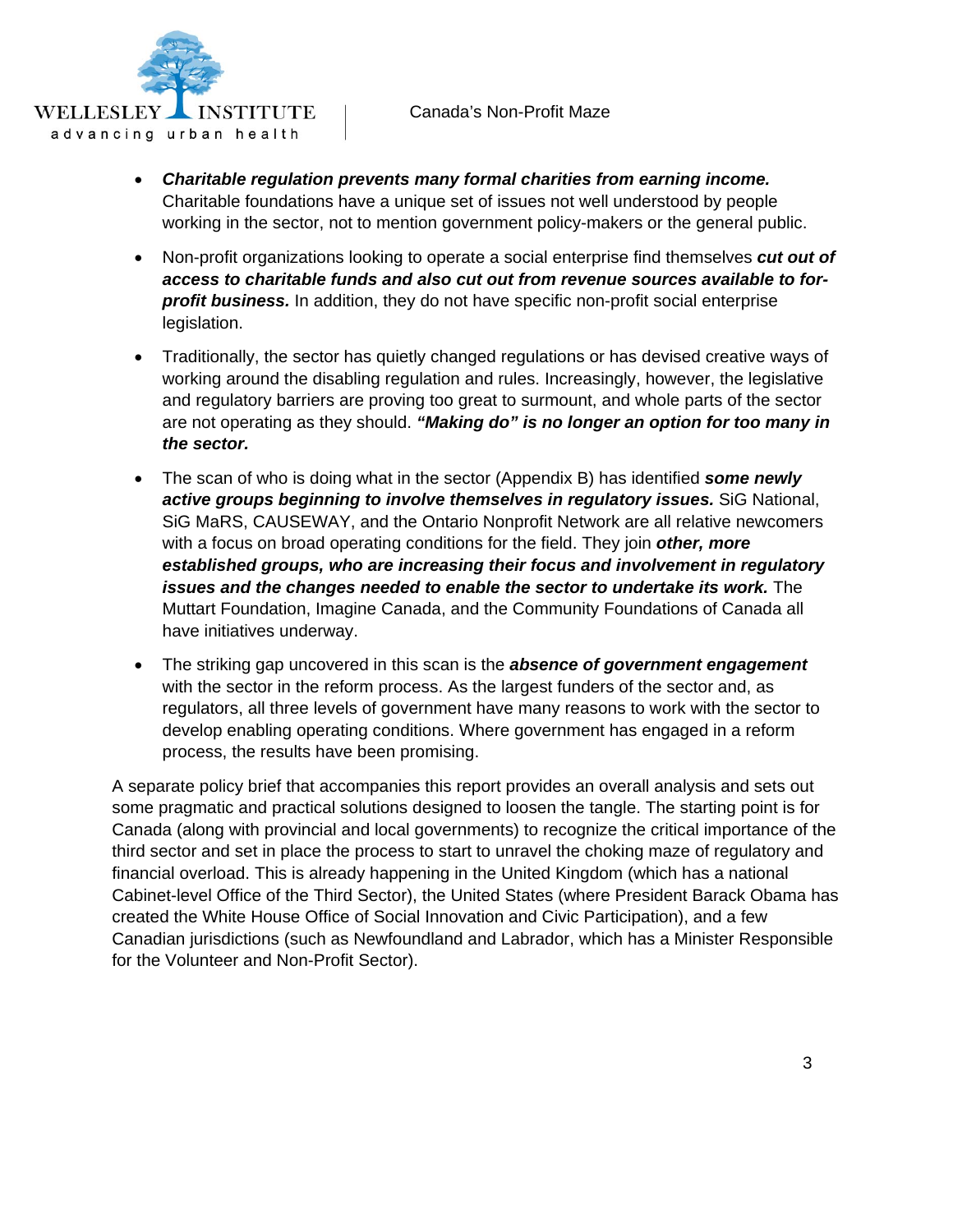- ***Charitable regulation prevents many formal charities from earning income.*** Charitable foundations have a unique set of issues not well understood by people working in the sector, not to mention government policy-makers or the general public.

- Non-profit organizations looking to operate a social enterprise find themselves ***cut out of access to charitable funds and also cut out from revenue sources available to for-profit business.*** In addition, they do not have specific non-profit social enterprise legislation.

- Traditionally, the sector has quietly changed regulations or has devised creative ways of working around the disabling regulation and rules. Increasingly, however, the legislative and regulatory barriers are proving too great to surmount, and whole parts of the sector are not operating as they should. ***"Making do" is no longer an option for too many in the sector.***

- The scan of who is doing what in the sector (Appendix B) has identified ***some newly active groups beginning to involve themselves in regulatory issues.*** SiG National, SiG MaRS, CAUSEWAY, and the Ontario Nonprofit Network are all relative newcomers with a focus on broad operating conditions for the field. They join ***other, more established groups, who are increasing their focus and involvement in regulatory issues and the changes needed to enable the sector to undertake its work.*** The Muttart Foundation, Imagine Canada, and the Community Foundations of Canada all have initiatives underway.

- The striking gap uncovered in this scan is the ***absence of government engagement*** with the sector in the reform process. As the largest funders of the sector and, as regulators, all three levels of government have many reasons to work with the sector to develop enabling operating conditions. Where government has engaged in a reform process, the results have been promising.

A separate policy brief that accompanies this report provides an overall analysis and sets out some pragmatic and practical solutions designed to loosen the tangle. The starting point is for Canada (along with provincial and local governments) to recognize the critical importance of the third sector and set in place the process to start to unravel the choking maze of regulatory and financial overload. This is already happening in the United Kingdom (which has a national Cabinet-level Office of the Third Sector), the United States (where President Barack Obama has created the White House Office of Social Innovation and Civic Participation), and a few Canadian jurisdictions (such as Newfoundland and Labrador, which has a Minister Responsible for the Volunteer and Non-Profit Sector).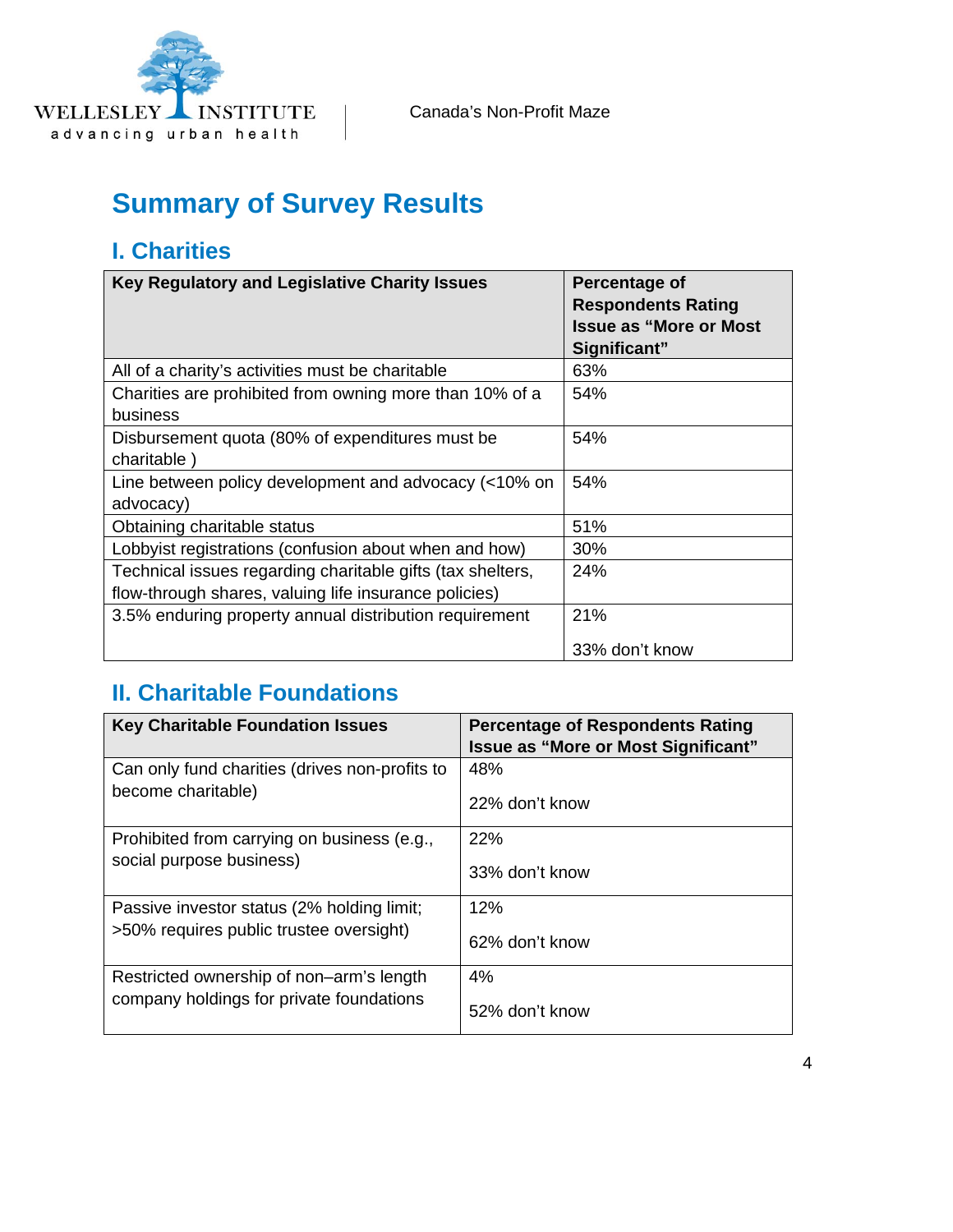## Summary of Survey Results

### I. Charities

| Key Regulatory and Legislative Charity Issues | Percentage of Respondents Rating Issue as "More or Most Significant" |
|---|---|
| All of a charity's activities must be charitable | 63% |
| Charities are prohibited from owning more than 10% of a business | 54% |
| Disbursement quota (80% of expenditures must be charitable ) | 54% |
| Line between policy development and advocacy (<10% on advocacy) | 54% |
| Obtaining charitable status | 51% |
| Lobbyist registrations (confusion about when and how) | 30% |
| Technical issues regarding charitable gifts (tax shelters, flow-through shares, valuing life insurance policies) | 24% |
| 3.5% enduring property annual distribution requirement | 21%<br><br>33% don't know |

### II. Charitable Foundations

| Key Charitable Foundation Issues | Percentage of Respondents Rating Issue as "More or Most Significant" |
|---|---|
| Can only fund charities (drives non-profits to become charitable) | 48%<br><br>22% don't know |
| Prohibited from carrying on business (e.g., social purpose business) | 22%<br><br>33% don't know |
| Passive investor status (2% holding limit; >50% requires public trustee oversight) | 12%<br><br>62% don't know |
| Restricted ownership of non–arm's length company holdings for private foundations | 4%<br><br>52% don't know |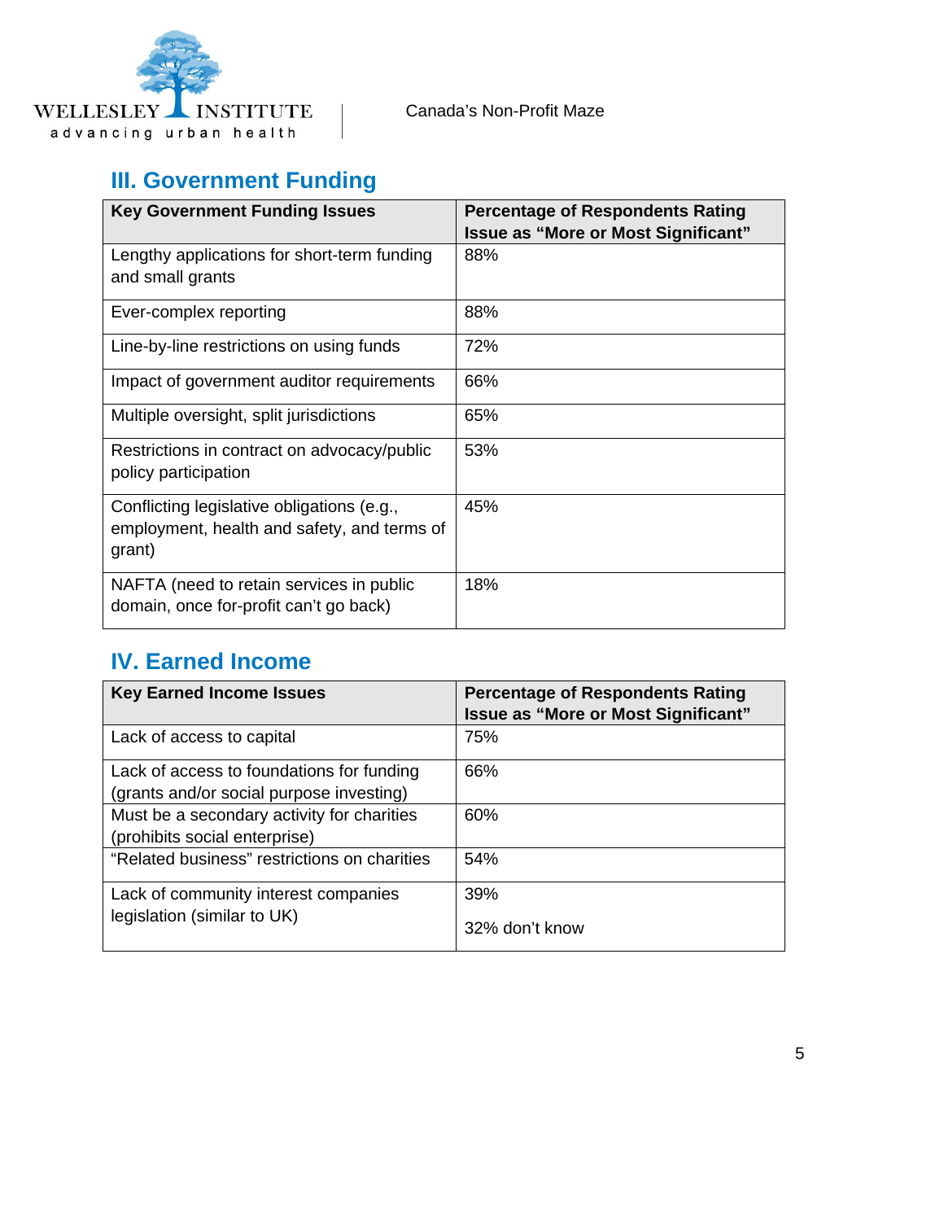## III. Government Funding

| Key Government Funding Issues | Percentage of Respondents Rating Issue as "More or Most Significant" |
|---|---|
| Lengthy applications for short-term funding and small grants | 88% |
| Ever-complex reporting | 88% |
| Line-by-line restrictions on using funds | 72% |
| Impact of government auditor requirements | 66% |
| Multiple oversight, split jurisdictions | 65% |
| Restrictions in contract on advocacy/public policy participation | 53% |
| Conflicting legislative obligations (e.g., employment, health and safety, and terms of grant) | 45% |
| NAFTA (need to retain services in public domain, once for-profit can't go back) | 18% |

## IV. Earned Income

| Key Earned Income Issues | Percentage of Respondents Rating Issue as "More or Most Significant" |
|---|---|
| Lack of access to capital | 75% |
| Lack of access to foundations for funding (grants and/or social purpose investing) | 66% |
| Must be a secondary activity for charities (prohibits social enterprise) | 60% |
| "Related business" restrictions on charities | 54% |
| Lack of community interest companies legislation (similar to UK) | 39%<br>32% don't know |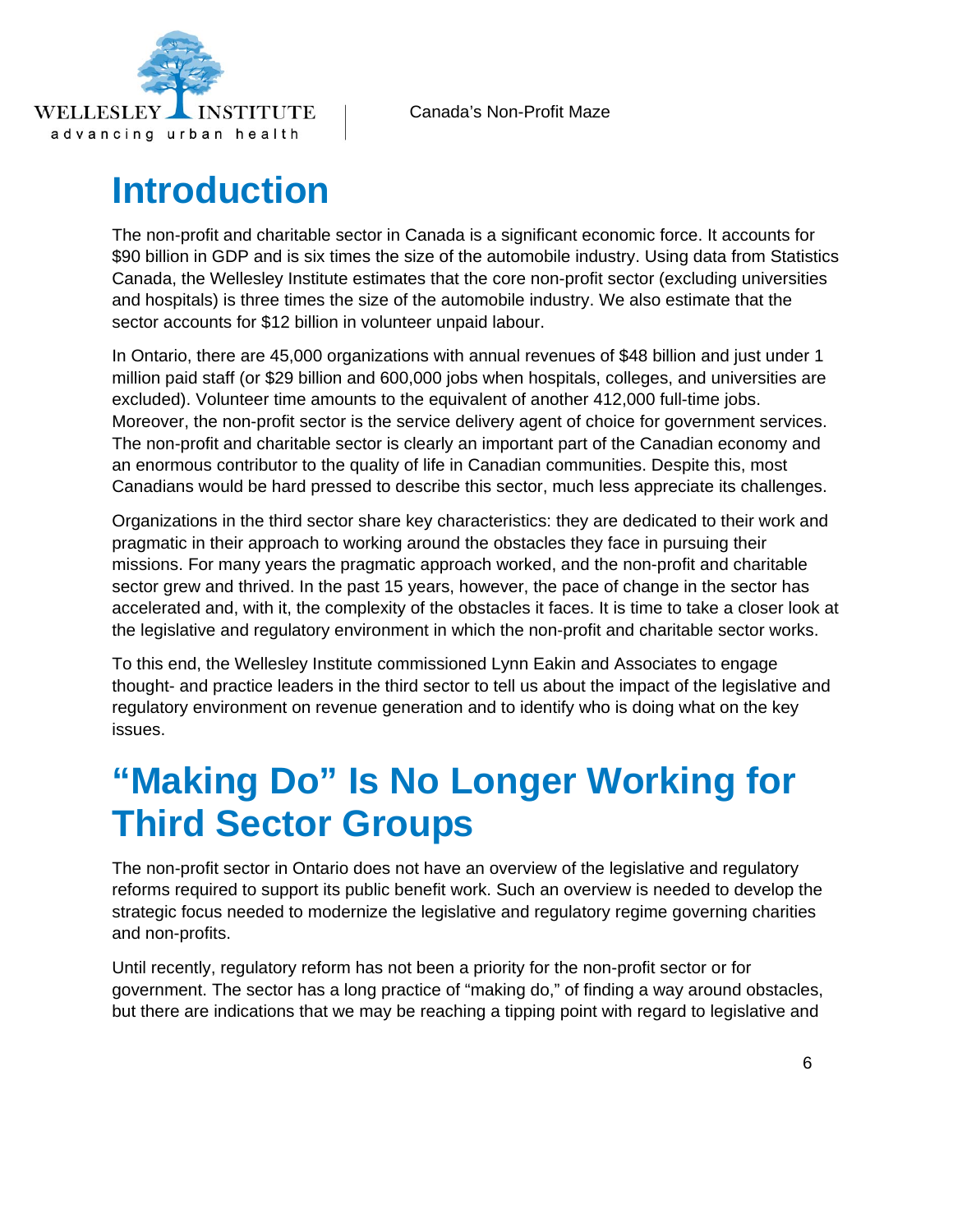# Introduction

The non-profit and charitable sector in Canada is a significant economic force. It accounts for $90 billion in GDP and is six times the size of the automobile industry. Using data from Statistics Canada, the Wellesley Institute estimates that the core non-profit sector (excluding universities and hospitals) is three times the size of the automobile industry. We also estimate that the sector accounts for $12 billion in volunteer unpaid labour.

In Ontario, there are 45,000 organizations with annual revenues of $48 billion and just under 1 million paid staff (or $29 billion and 600,000 jobs when hospitals, colleges, and universities are excluded). Volunteer time amounts to the equivalent of another 412,000 full-time jobs. Moreover, the non-profit sector is the service delivery agent of choice for government services. The non-profit and charitable sector is clearly an important part of the Canadian economy and an enormous contributor to the quality of life in Canadian communities. Despite this, most Canadians would be hard pressed to describe this sector, much less appreciate its challenges.

Organizations in the third sector share key characteristics: they are dedicated to their work and pragmatic in their approach to working around the obstacles they face in pursuing their missions. For many years the pragmatic approach worked, and the non-profit and charitable sector grew and thrived. In the past 15 years, however, the pace of change in the sector has accelerated and, with it, the complexity of the obstacles it faces. It is time to take a closer look at the legislative and regulatory environment in which the non-profit and charitable sector works.

To this end, the Wellesley Institute commissioned Lynn Eakin and Associates to engage thought- and practice leaders in the third sector to tell us about the impact of the legislative and regulatory environment on revenue generation and to identify who is doing what on the key issues.

# "Making Do" Is No Longer Working for Third Sector Groups

The non-profit sector in Ontario does not have an overview of the legislative and regulatory reforms required to support its public benefit work. Such an overview is needed to develop the strategic focus needed to modernize the legislative and regulatory regime governing charities and non-profits.

Until recently, regulatory reform has not been a priority for the non-profit sector or for government. The sector has a long practice of "making do," of finding a way around obstacles, but there are indications that we may be reaching a tipping point with regard to legislative and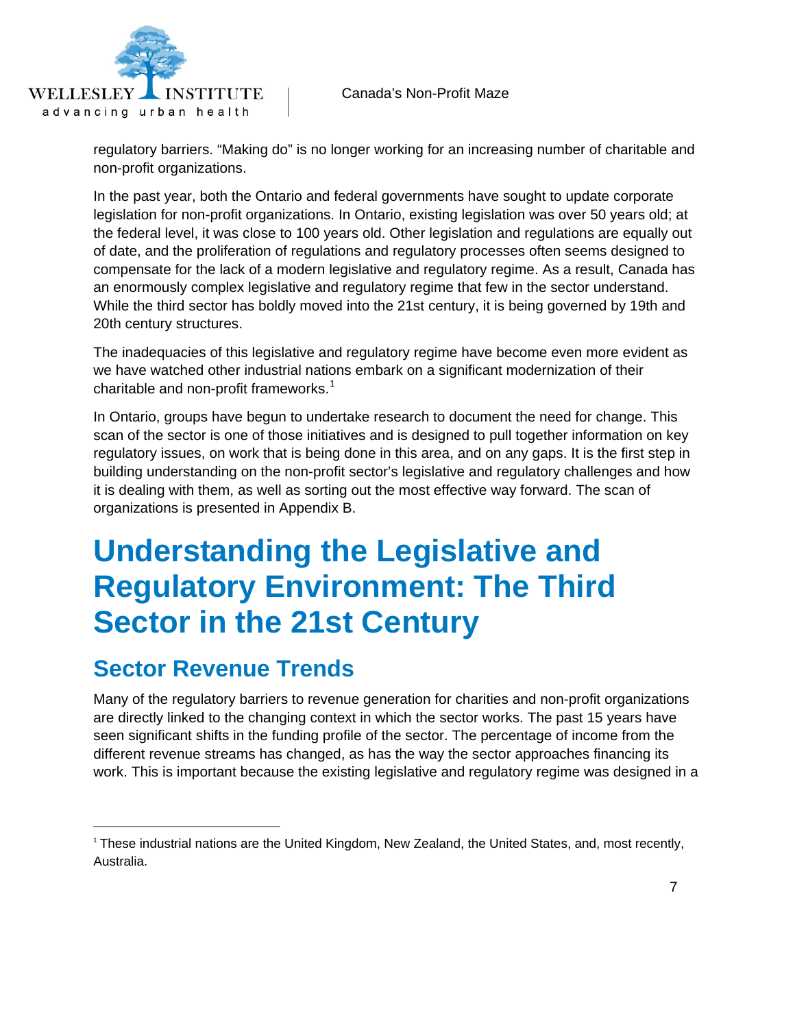regulatory barriers. “Making do” is no longer working for an increasing number of charitable and non-profit organizations.

In the past year, both the Ontario and federal governments have sought to update corporate legislation for non-profit organizations. In Ontario, existing legislation was over 50 years old; at the federal level, it was close to 100 years old. Other legislation and regulations are equally out of date, and the proliferation of regulations and regulatory processes often seems designed to compensate for the lack of a modern legislative and regulatory regime. As a result, Canada has an enormously complex legislative and regulatory regime that few in the sector understand. While the third sector has boldly moved into the 21st century, it is being governed by 19th and 20th century structures.

The inadequacies of this legislative and regulatory regime have become even more evident as we have watched other industrial nations embark on a significant modernization of their charitable and non-profit frameworks.[1]

In Ontario, groups have begun to undertake research to document the need for change. This scan of the sector is one of those initiatives and is designed to pull together information on key regulatory issues, on work that is being done in this area, and on any gaps. It is the first step in building understanding on the non-profit sector’s legislative and regulatory challenges and how it is dealing with them, as well as sorting out the most effective way forward. The scan of organizations is presented in Appendix B.

# Understanding the Legislative and Regulatory Environment: The Third Sector in the 21st Century

## Sector Revenue Trends

Many of the regulatory barriers to revenue generation for charities and non-profit organizations are directly linked to the changing context in which the sector works. The past 15 years have seen significant shifts in the funding profile of the sector. The percentage of income from the different revenue streams has changed, as has the way the sector approaches financing its work. This is important because the existing legislative and regulatory regime was designed in a

[1] These industrial nations are the United Kingdom, New Zealand, the United States, and, most recently, Australia.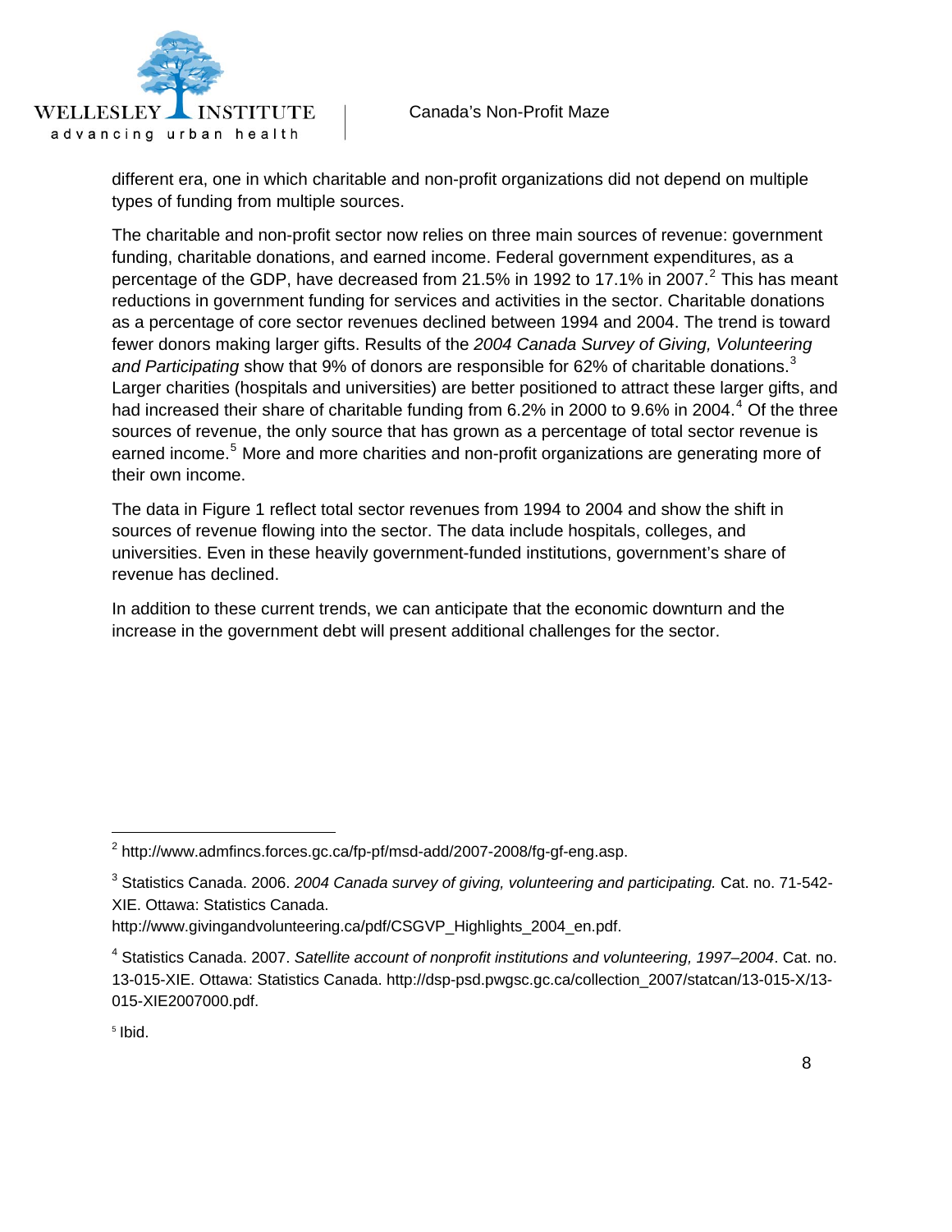different era, one in which charitable and non-profit organizations did not depend on multiple types of funding from multiple sources.

The charitable and non-profit sector now relies on three main sources of revenue: government funding, charitable donations, and earned income. Federal government expenditures, as a percentage of the GDP, have decreased from 21.5% in 1992 to 17.1% in 2007.[2] This has meant reductions in government funding for services and activities in the sector. Charitable donations as a percentage of core sector revenues declined between 1994 and 2004. The trend is toward fewer donors making larger gifts. Results of the *2004 Canada Survey of Giving, Volunteering and Participating* show that 9% of donors are responsible for 62% of charitable donations.[3] Larger charities (hospitals and universities) are better positioned to attract these larger gifts, and had increased their share of charitable funding from 6.2% in 2000 to 9.6% in 2004.[4] Of the three sources of revenue, the only source that has grown as a percentage of total sector revenue is earned income.[5] More and more charities and non-profit organizations are generating more of their own income.

The data in Figure 1 reflect total sector revenues from 1994 to 2004 and show the shift in sources of revenue flowing into the sector. The data include hospitals, colleges, and universities. Even in these heavily government-funded institutions, government's share of revenue has declined.

In addition to these current trends, we can anticipate that the economic downturn and the increase in the government debt will present additional challenges for the sector.

---

[2] http://www.admfincs.forces.gc.ca/fp-pf/msd-add/2007-2008/fg-gf-eng.asp.

[3] Statistics Canada. 2006. *2004 Canada survey of giving, volunteering and participating.* Cat. no. 71-542-XIE. Ottawa: Statistics Canada. http://www.givingandvolunteering.ca/pdf/CSGVP_Highlights_2004_en.pdf.

[4] Statistics Canada. 2007. *Satellite account of nonprofit institutions and volunteering, 1997–2004*. Cat. no. 13-015-XIE. Ottawa: Statistics Canada. http://dsp-psd.pwgsc.gc.ca/collection_2007/statcan/13-015-X/13-015-XIE2007000.pdf.

[5] Ibid.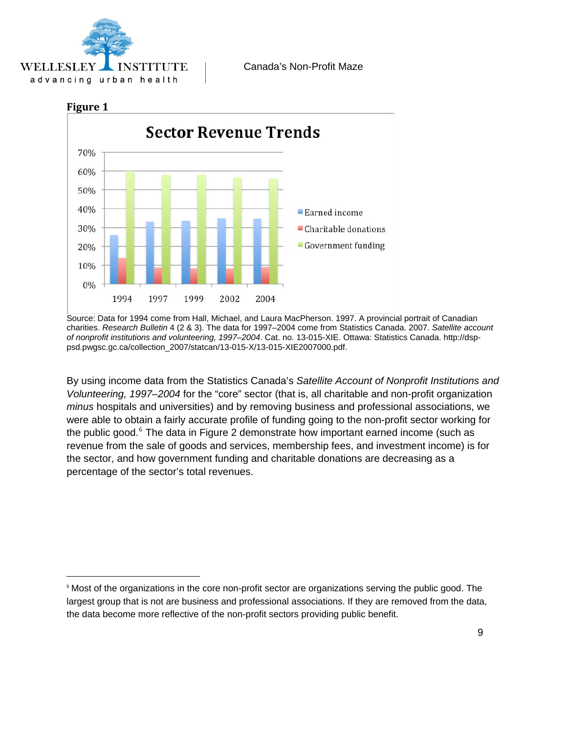**Figure 1**

**Sector Revenue Trends**

Source: Data for 1994 come from Hall, Michael, and Laura MacPherson. 1997. A provincial portrait of Canadian charities. *Research Bulletin* 4 (2 & 3). The data for 1997–2004 come from Statistics Canada. 2007. *Satellite account of nonprofit institutions and volunteering, 1997–2004*. Cat. no. 13-015-XIE. Ottawa: Statistics Canada. http://dsp-psd.pwgsc.gc.ca/collection_2007/statcan/13-015-X/13-015-XIE2007000.pdf.

By using income data from the Statistics Canada's *Satellite Account of Nonprofit Institutions and Volunteering, 1997–2004* for the "core" sector (that is, all charitable and non-profit organization *minus* hospitals and universities) and by removing business and professional associations, we were able to obtain a fairly accurate profile of funding going to the non-profit sector working for the public good.[6] The data in Figure 2 demonstrate how important earned income (such as revenue from the sale of goods and services, membership fees, and investment income) is for the sector, and how government funding and charitable donations are decreasing as a percentage of the sector's total revenues.

---

[6] Most of the organizations in the core non-profit sector are organizations serving the public good. The largest group that is not are business and professional associations. If they are removed from the data, the data become more reflective of the non-profit sectors providing public benefit.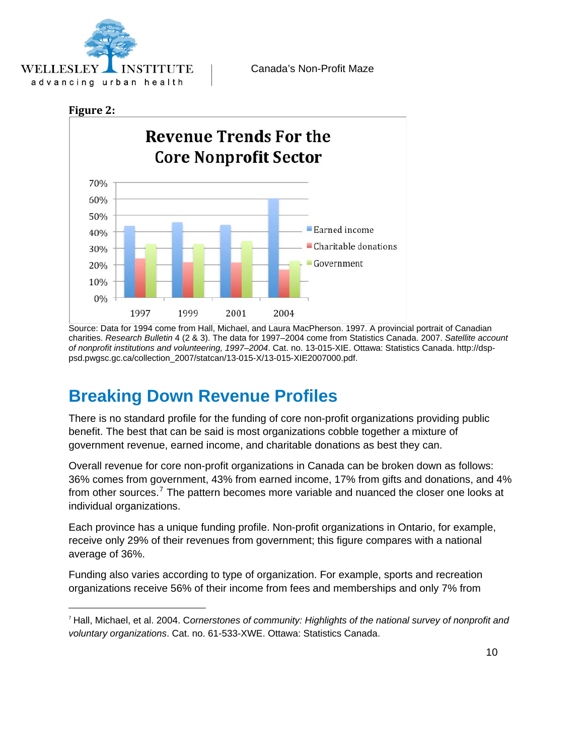**Figure 2:**

Source: Data for 1994 come from Hall, Michael, and Laura MacPherson. 1997. A provincial portrait of Canadian charities. *Research Bulletin* 4 (2 & 3). The data for 1997–2004 come from Statistics Canada. 2007. *Satellite account of nonprofit institutions and volunteering, 1997–2004*. Cat. no. 13-015-XIE. Ottawa: Statistics Canada. http://dsp-psd.pwgsc.gc.ca/collection_2007/statcan/13-015-X/13-015-XIE2007000.pdf.

## Breaking Down Revenue Profiles

There is no standard profile for the funding of core non-profit organizations providing public benefit. The best that can be said is most organizations cobble together a mixture of government revenue, earned income, and charitable donations as best they can.

Overall revenue for core non-profit organizations in Canada can be broken down as follows: 36% comes from government, 43% from earned income, 17% from gifts and donations, and 4% from other sources.[7] The pattern becomes more variable and nuanced the closer one looks at individual organizations.

Each province has a unique funding profile. Non-profit organizations in Ontario, for example, receive only 29% of their revenues from government; this figure compares with a national average of 36%.

Funding also varies according to type of organization. For example, sports and recreation organizations receive 56% of their income from fees and memberships and only 7% from

---

[7] Hall, Michael, et al. 2004. C*ornerstones of community: Highlights of the national survey of nonprofit and voluntary organizations*. Cat. no. 61-533-XWE. Ottawa: Statistics Canada.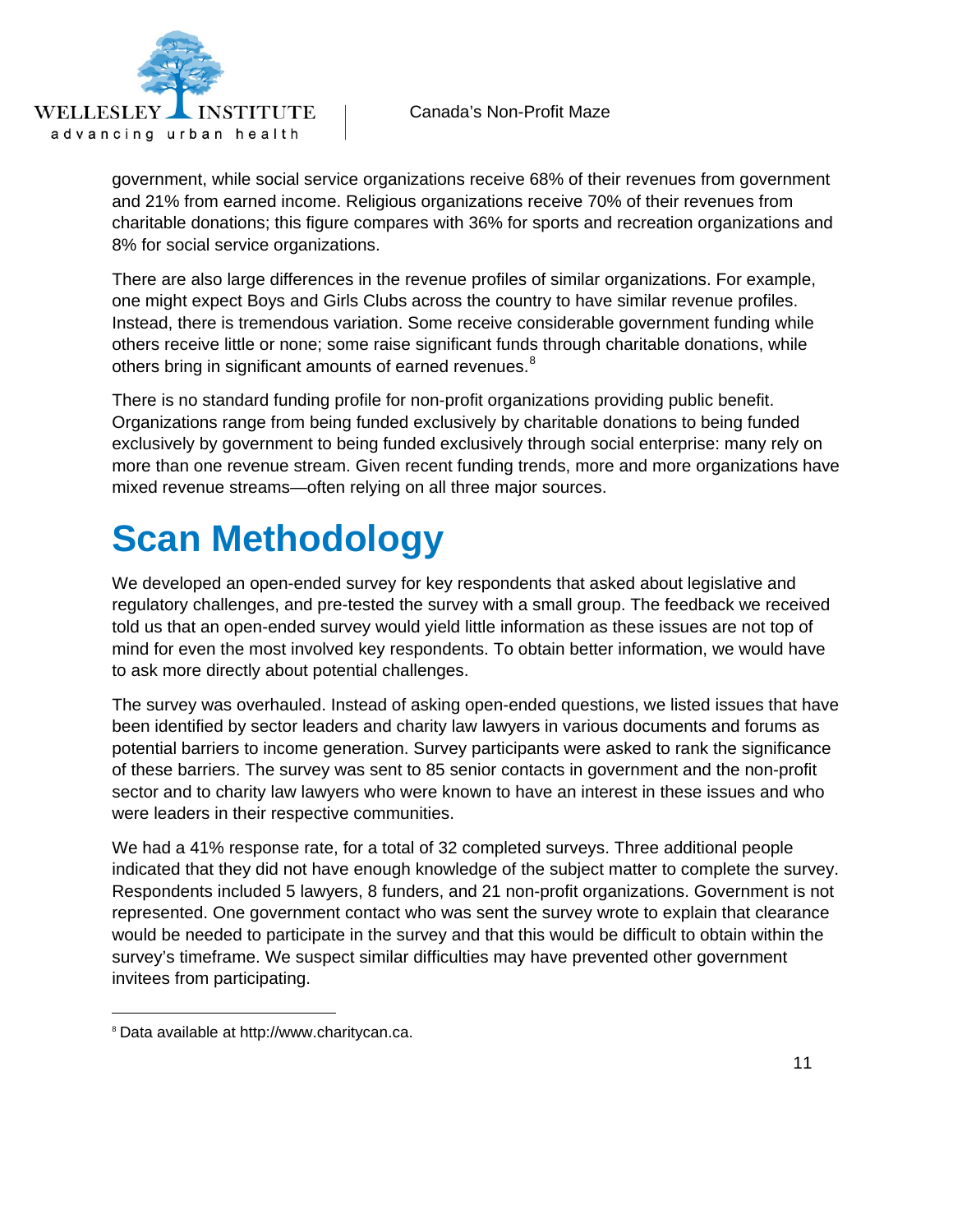government, while social service organizations receive 68% of their revenues from government and 21% from earned income. Religious organizations receive 70% of their revenues from charitable donations; this figure compares with 36% for sports and recreation organizations and 8% for social service organizations.

There are also large differences in the revenue profiles of similar organizations. For example, one might expect Boys and Girls Clubs across the country to have similar revenue profiles. Instead, there is tremendous variation. Some receive considerable government funding while others receive little or none; some raise significant funds through charitable donations, while others bring in significant amounts of earned revenues.[8]

There is no standard funding profile for non-profit organizations providing public benefit. Organizations range from being funded exclusively by charitable donations to being funded exclusively by government to being funded exclusively through social enterprise: many rely on more than one revenue stream. Given recent funding trends, more and more organizations have mixed revenue streams—often relying on all three major sources.

# Scan Methodology

We developed an open-ended survey for key respondents that asked about legislative and regulatory challenges, and pre-tested the survey with a small group. The feedback we received told us that an open-ended survey would yield little information as these issues are not top of mind for even the most involved key respondents. To obtain better information, we would have to ask more directly about potential challenges.

The survey was overhauled. Instead of asking open-ended questions, we listed issues that have been identified by sector leaders and charity law lawyers in various documents and forums as potential barriers to income generation. Survey participants were asked to rank the significance of these barriers. The survey was sent to 85 senior contacts in government and the non-profit sector and to charity law lawyers who were known to have an interest in these issues and who were leaders in their respective communities.

We had a 41% response rate, for a total of 32 completed surveys. Three additional people indicated that they did not have enough knowledge of the subject matter to complete the survey. Respondents included 5 lawyers, 8 funders, and 21 non-profit organizations. Government is not represented. One government contact who was sent the survey wrote to explain that clearance would be needed to participate in the survey and that this would be difficult to obtain within the survey's timeframe. We suspect similar difficulties may have prevented other government invitees from participating.

[8] Data available at http://www.charitycan.ca.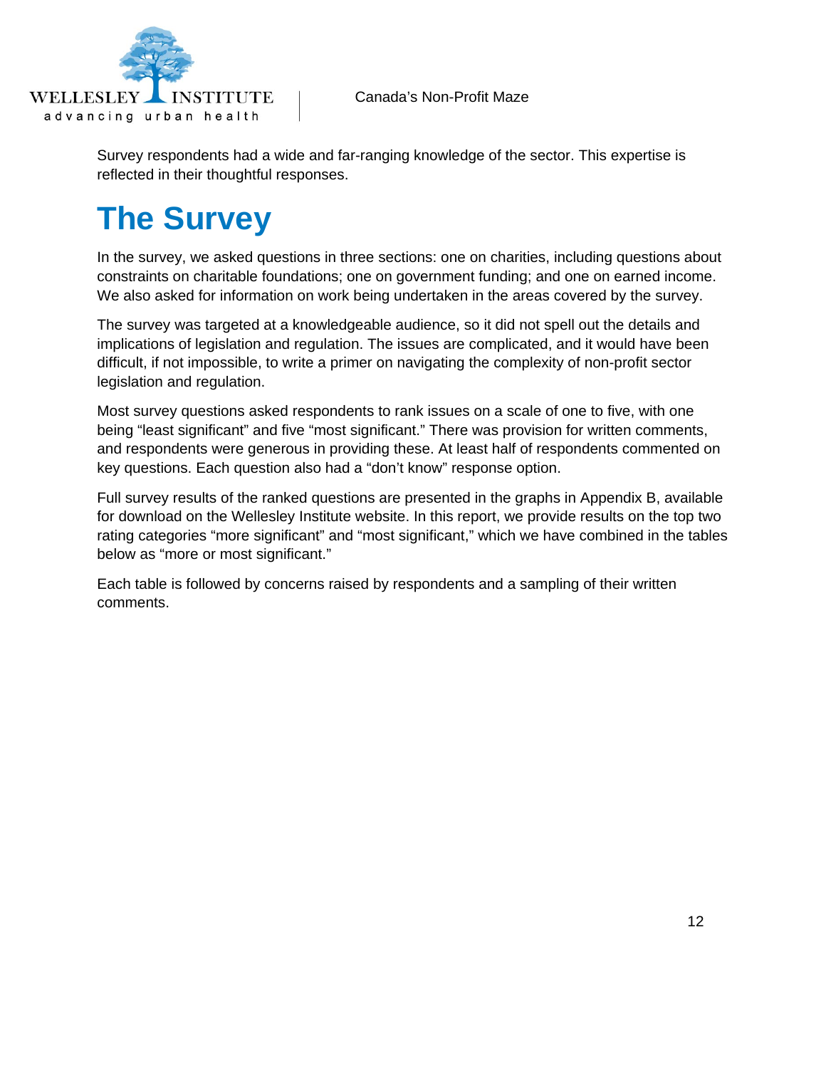Survey respondents had a wide and far-ranging knowledge of the sector. This expertise is reflected in their thoughtful responses.

# The Survey

In the survey, we asked questions in three sections: one on charities, including questions about constraints on charitable foundations; one on government funding; and one on earned income. We also asked for information on work being undertaken in the areas covered by the survey.

The survey was targeted at a knowledgeable audience, so it did not spell out the details and implications of legislation and regulation. The issues are complicated, and it would have been difficult, if not impossible, to write a primer on navigating the complexity of non-profit sector legislation and regulation.

Most survey questions asked respondents to rank issues on a scale of one to five, with one being "least significant" and five "most significant." There was provision for written comments, and respondents were generous in providing these. At least half of respondents commented on key questions. Each question also had a "don't know" response option.

Full survey results of the ranked questions are presented in the graphs in Appendix B, available for download on the Wellesley Institute website. In this report, we provide results on the top two rating categories "more significant" and "most significant," which we have combined in the tables below as "more or most significant."

Each table is followed by concerns raised by respondents and a sampling of their written comments.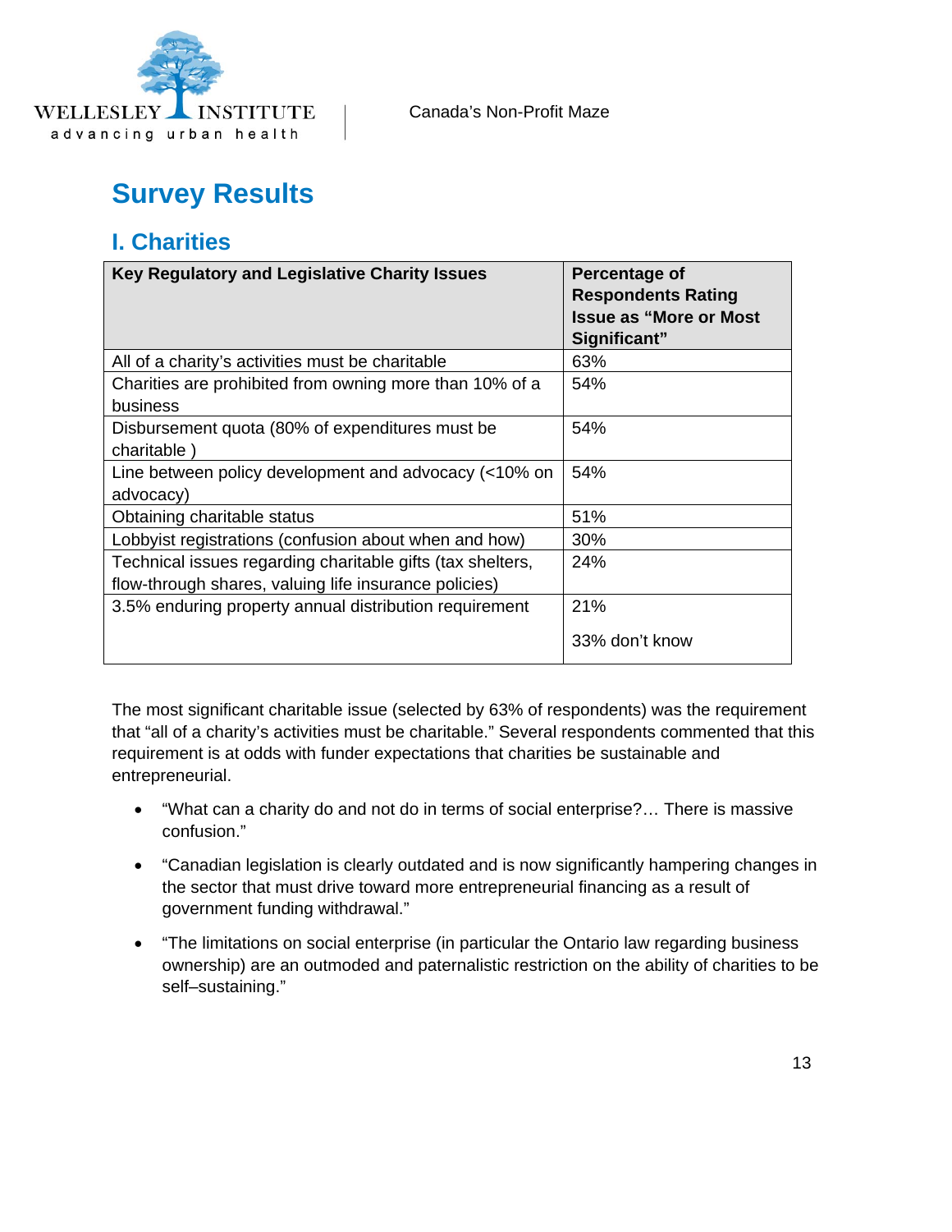# Survey Results

## I. Charities

| Key Regulatory and Legislative Charity Issues | Percentage of Respondents Rating Issue as "More or Most Significant" |
|---|---|
| All of a charity's activities must be charitable | 63% |
| Charities are prohibited from owning more than 10% of a business | 54% |
| Disbursement quota (80% of expenditures must be charitable ) | 54% |
| Line between policy development and advocacy (<10% on advocacy) | 54% |
| Obtaining charitable status | 51% |
| Lobbyist registrations (confusion about when and how) | 30% |
| Technical issues regarding charitable gifts (tax shelters, flow-through shares, valuing life insurance policies) | 24% |
| 3.5% enduring property annual distribution requirement | 21%<br><br>33% don't know |

The most significant charitable issue (selected by 63% of respondents) was the requirement that "all of a charity's activities must be charitable." Several respondents commented that this requirement is at odds with funder expectations that charities be sustainable and entrepreneurial.

- "What can a charity do and not do in terms of social enterprise?… There is massive confusion."
- "Canadian legislation is clearly outdated and is now significantly hampering changes in the sector that must drive toward more entrepreneurial financing as a result of government funding withdrawal."
- "The limitations on social enterprise (in particular the Ontario law regarding business ownership) are an outmoded and paternalistic restriction on the ability of charities to be self–sustaining."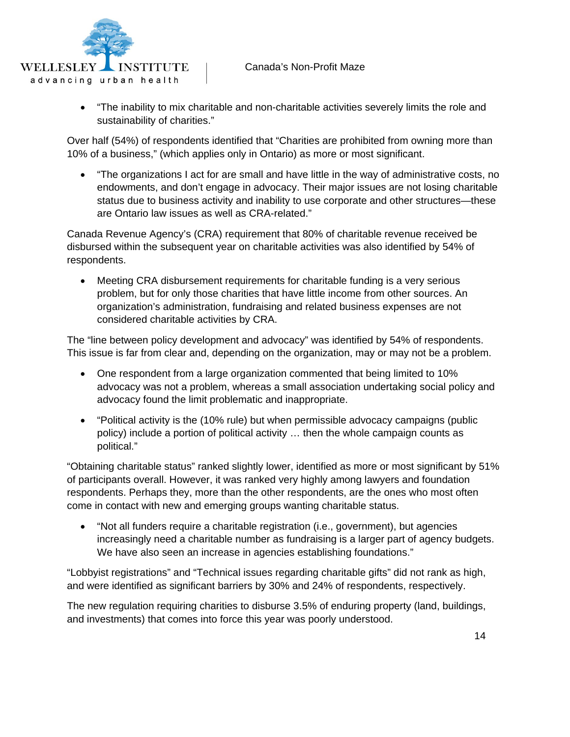- "The inability to mix charitable and non-charitable activities severely limits the role and sustainability of charities."

Over half (54%) of respondents identified that "Charities are prohibited from owning more than 10% of a business," (which applies only in Ontario) as more or most significant.

- "The organizations I act for are small and have little in the way of administrative costs, no endowments, and don't engage in advocacy. Their major issues are not losing charitable status due to business activity and inability to use corporate and other structures—these are Ontario law issues as well as CRA-related."

Canada Revenue Agency's (CRA) requirement that 80% of charitable revenue received be disbursed within the subsequent year on charitable activities was also identified by 54% of respondents.

- Meeting CRA disbursement requirements for charitable funding is a very serious problem, but for only those charities that have little income from other sources. An organization's administration, fundraising and related business expenses are not considered charitable activities by CRA.

The "line between policy development and advocacy" was identified by 54% of respondents. This issue is far from clear and, depending on the organization, may or may not be a problem.

- One respondent from a large organization commented that being limited to 10% advocacy was not a problem, whereas a small association undertaking social policy and advocacy found the limit problematic and inappropriate.
- "Political activity is the (10% rule) but when permissible advocacy campaigns (public policy) include a portion of political activity … then the whole campaign counts as political."

"Obtaining charitable status" ranked slightly lower, identified as more or most significant by 51% of participants overall. However, it was ranked very highly among lawyers and foundation respondents. Perhaps they, more than the other respondents, are the ones who most often come in contact with new and emerging groups wanting charitable status.

- "Not all funders require a charitable registration (i.e., government), but agencies increasingly need a charitable number as fundraising is a larger part of agency budgets. We have also seen an increase in agencies establishing foundations."

"Lobbyist registrations" and "Technical issues regarding charitable gifts" did not rank as high, and were identified as significant barriers by 30% and 24% of respondents, respectively.

The new regulation requiring charities to disburse 3.5% of enduring property (land, buildings, and investments) that comes into force this year was poorly understood.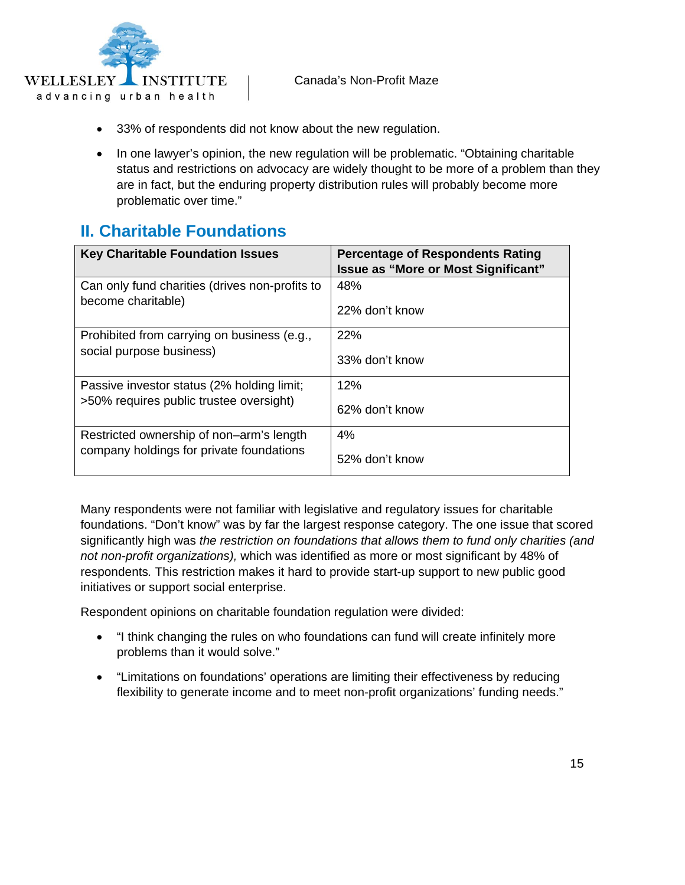- 33% of respondents did not know about the new regulation.
- In one lawyer's opinion, the new regulation will be problematic. "Obtaining charitable status and restrictions on advocacy are widely thought to be more of a problem than they are in fact, but the enduring property distribution rules will probably become more problematic over time."

## II. Charitable Foundations

| Key Charitable Foundation Issues | Percentage of Respondents Rating Issue as "More or Most Significant" |
|---|---|
| Can only fund charities (drives non-profits to become charitable) | 48%<br><br>22% don't know |
| Prohibited from carrying on business (e.g., social purpose business) | 22%<br><br>33% don't know |
| Passive investor status (2% holding limit; >50% requires public trustee oversight) | 12%<br><br>62% don't know |
| Restricted ownership of non–arm's length company holdings for private foundations | 4%<br><br>52% don't know |

Many respondents were not familiar with legislative and regulatory issues for charitable foundations. "Don't know" was by far the largest response category. The one issue that scored significantly high was *the restriction on foundations that allows them to fund only charities (and not non-profit organizations),* which was identified as more or most significant by 48% of respondents*.* This restriction makes it hard to provide start-up support to new public good initiatives or support social enterprise.

Respondent opinions on charitable foundation regulation were divided:

- "I think changing the rules on who foundations can fund will create infinitely more problems than it would solve."
- "Limitations on foundations' operations are limiting their effectiveness by reducing flexibility to generate income and to meet non-profit organizations' funding needs."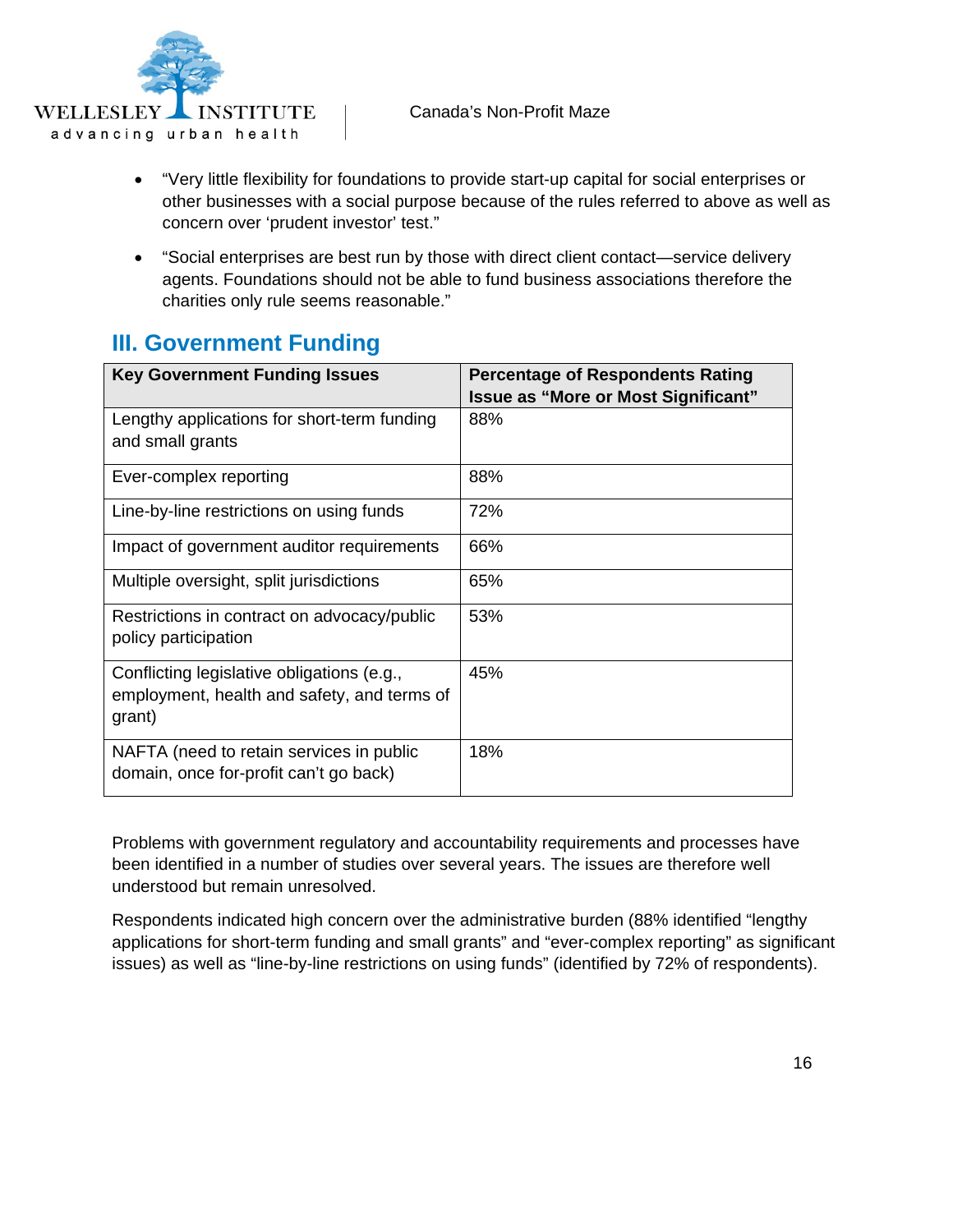- "Very little flexibility for foundations to provide start-up capital for social enterprises or other businesses with a social purpose because of the rules referred to above as well as concern over 'prudent investor' test."
- "Social enterprises are best run by those with direct client contact—service delivery agents. Foundations should not be able to fund business associations therefore the charities only rule seems reasonable."

## III. Government Funding

| Key Government Funding Issues | Percentage of Respondents Rating Issue as "More or Most Significant" |
|---|---|
| Lengthy applications for short-term funding and small grants | 88% |
| Ever-complex reporting | 88% |
| Line-by-line restrictions on using funds | 72% |
| Impact of government auditor requirements | 66% |
| Multiple oversight, split jurisdictions | 65% |
| Restrictions in contract on advocacy/public policy participation | 53% |
| Conflicting legislative obligations (e.g., employment, health and safety, and terms of grant) | 45% |
| NAFTA (need to retain services in public domain, once for-profit can't go back) | 18% |

Problems with government regulatory and accountability requirements and processes have been identified in a number of studies over several years. The issues are therefore well understood but remain unresolved.

Respondents indicated high concern over the administrative burden (88% identified "lengthy applications for short-term funding and small grants" and "ever-complex reporting" as significant issues) as well as "line-by-line restrictions on using funds" (identified by 72% of respondents).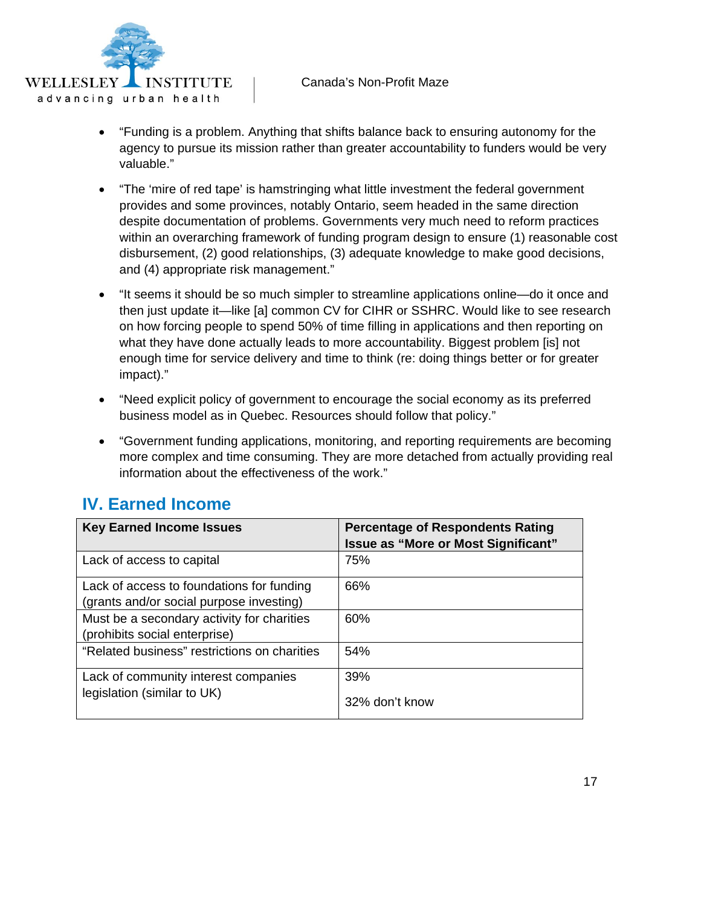- "Funding is a problem. Anything that shifts balance back to ensuring autonomy for the agency to pursue its mission rather than greater accountability to funders would be very valuable."

- "The 'mire of red tape' is hamstringing what little investment the federal government provides and some provinces, notably Ontario, seem headed in the same direction despite documentation of problems. Governments very much need to reform practices within an overarching framework of funding program design to ensure (1) reasonable cost disbursement, (2) good relationships, (3) adequate knowledge to make good decisions, and (4) appropriate risk management."

- "It seems it should be so much simpler to streamline applications online—do it once and then just update it—like [a] common CV for CIHR or SSHRC. Would like to see research on how forcing people to spend 50% of time filling in applications and then reporting on what they have done actually leads to more accountability. Biggest problem [is] not enough time for service delivery and time to think (re: doing things better or for greater impact)."

- "Need explicit policy of government to encourage the social economy as its preferred business model as in Quebec. Resources should follow that policy."

- "Government funding applications, monitoring, and reporting requirements are becoming more complex and time consuming. They are more detached from actually providing real information about the effectiveness of the work."

## IV. Earned Income

| Key Earned Income Issues | Percentage of Respondents Rating Issue as "More or Most Significant" |
|---|---|
| Lack of access to capital | 75% |
| Lack of access to foundations for funding (grants and/or social purpose investing) | 66% |
| Must be a secondary activity for charities (prohibits social enterprise) | 60% |
| "Related business" restrictions on charities | 54% |
| Lack of community interest companies legislation (similar to UK) | 39%<br>32% don't know |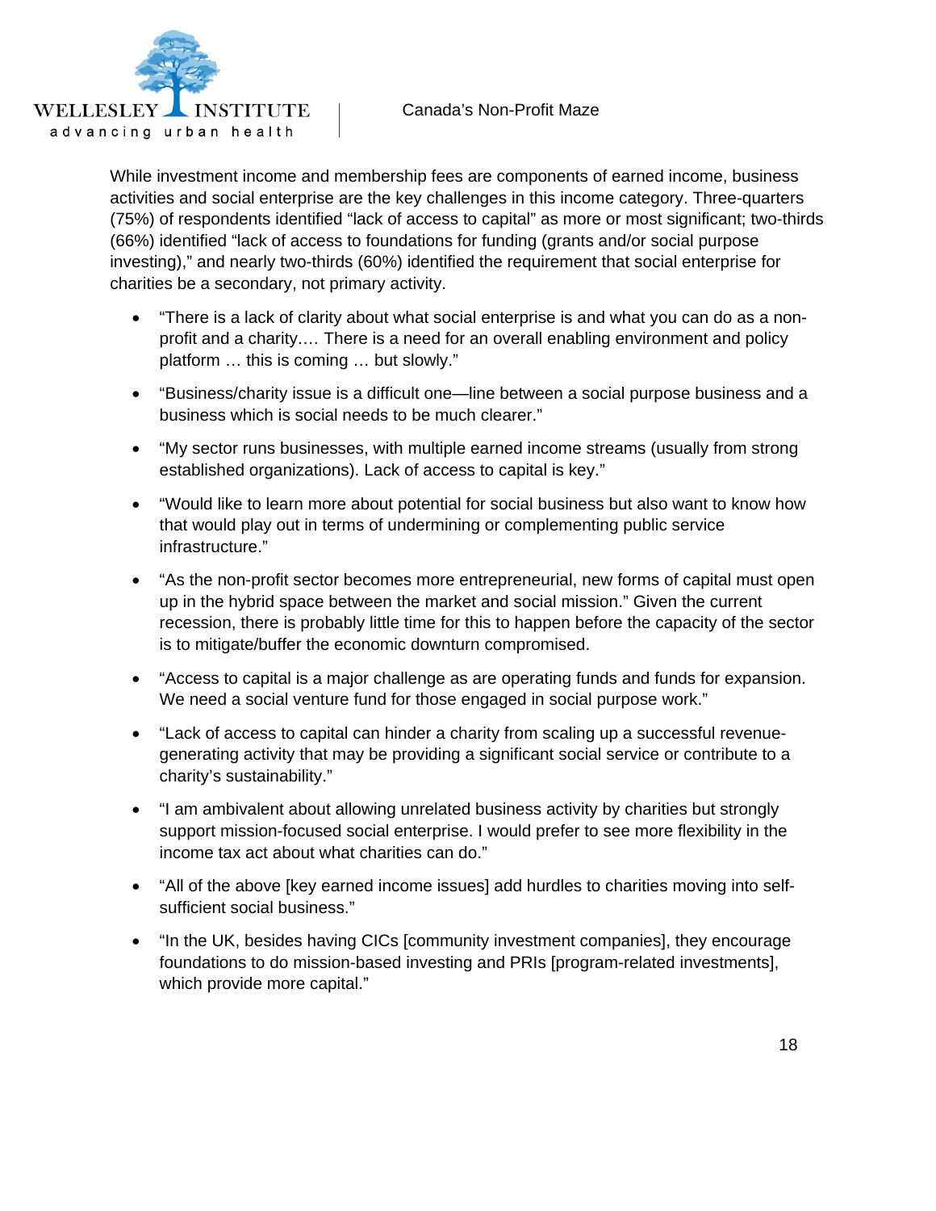While investment income and membership fees are components of earned income, business activities and social enterprise are the key challenges in this income category. Three-quarters (75%) of respondents identified "lack of access to capital" as more or most significant; two-thirds (66%) identified "lack of access to foundations for funding (grants and/or social purpose investing)," and nearly two-thirds (60%) identified the requirement that social enterprise for charities be a secondary, not primary activity.

- "There is a lack of clarity about what social enterprise is and what you can do as a non-profit and a charity…. There is a need for an overall enabling environment and policy platform … this is coming … but slowly."
- "Business/charity issue is a difficult one—line between a social purpose business and a business which is social needs to be much clearer."
- "My sector runs businesses, with multiple earned income streams (usually from strong established organizations). Lack of access to capital is key."
- "Would like to learn more about potential for social business but also want to know how that would play out in terms of undermining or complementing public service infrastructure."
- "As the non-profit sector becomes more entrepreneurial, new forms of capital must open up in the hybrid space between the market and social mission." Given the current recession, there is probably little time for this to happen before the capacity of the sector is to mitigate/buffer the economic downturn compromised.
- "Access to capital is a major challenge as are operating funds and funds for expansion. We need a social venture fund for those engaged in social purpose work."
- "Lack of access to capital can hinder a charity from scaling up a successful revenue-generating activity that may be providing a significant social service or contribute to a charity's sustainability."
- "I am ambivalent about allowing unrelated business activity by charities but strongly support mission-focused social enterprise. I would prefer to see more flexibility in the income tax act about what charities can do."
- "All of the above [key earned income issues] add hurdles to charities moving into self-sufficient social business."
- "In the UK, besides having CICs [community investment companies], they encourage foundations to do mission-based investing and PRIs [program-related investments], which provide more capital."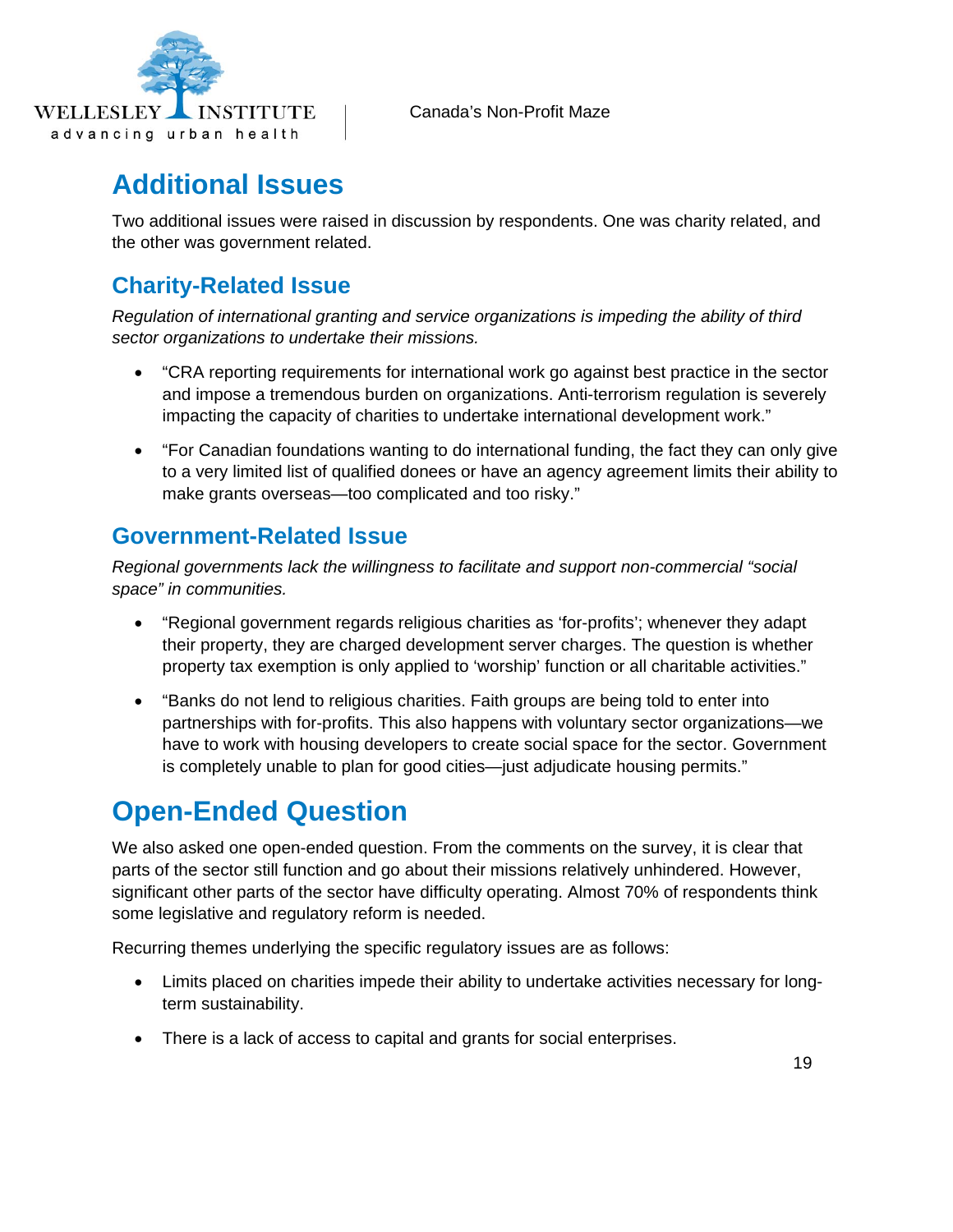# Additional Issues

Two additional issues were raised in discussion by respondents. One was charity related, and the other was government related.

## Charity-Related Issue

*Regulation of international granting and service organizations is impeding the ability of third sector organizations to undertake their missions.*

- "CRA reporting requirements for international work go against best practice in the sector and impose a tremendous burden on organizations. Anti-terrorism regulation is severely impacting the capacity of charities to undertake international development work."
- "For Canadian foundations wanting to do international funding, the fact they can only give to a very limited list of qualified donees or have an agency agreement limits their ability to make grants overseas—too complicated and too risky."

## Government-Related Issue

*Regional governments lack the willingness to facilitate and support non-commercial "social space" in communities.*

- "Regional government regards religious charities as 'for-profits'; whenever they adapt their property, they are charged development server charges. The question is whether property tax exemption is only applied to 'worship' function or all charitable activities."
- "Banks do not lend to religious charities. Faith groups are being told to enter into partnerships with for-profits. This also happens with voluntary sector organizations—we have to work with housing developers to create social space for the sector. Government is completely unable to plan for good cities—just adjudicate housing permits."

# Open-Ended Question

We also asked one open-ended question. From the comments on the survey, it is clear that parts of the sector still function and go about their missions relatively unhindered. However, significant other parts of the sector have difficulty operating. Almost 70% of respondents think some legislative and regulatory reform is needed.

Recurring themes underlying the specific regulatory issues are as follows:

- Limits placed on charities impede their ability to undertake activities necessary for long-term sustainability.
- There is a lack of access to capital and grants for social enterprises.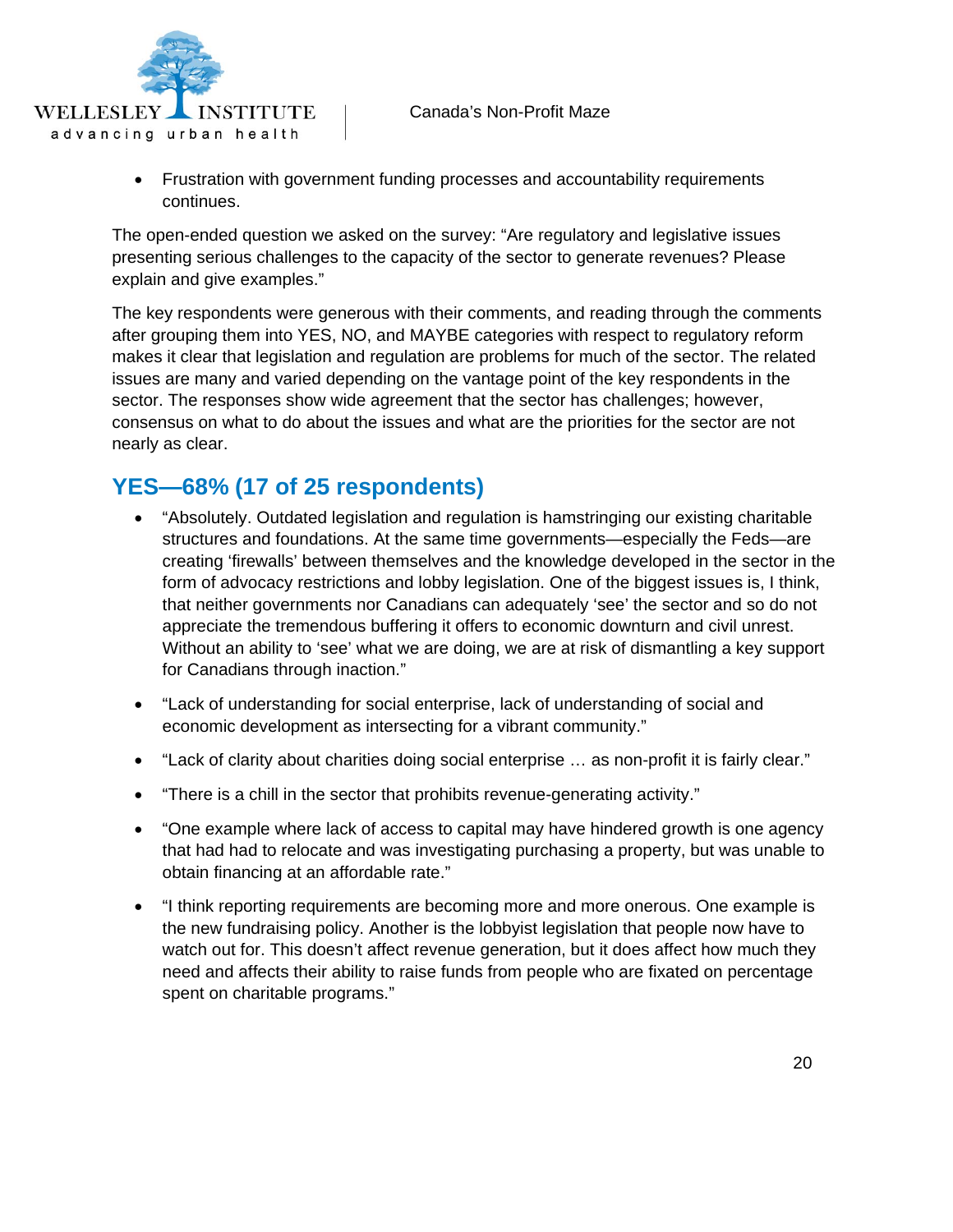- Frustration with government funding processes and accountability requirements continues.

The open-ended question we asked on the survey: "Are regulatory and legislative issues presenting serious challenges to the capacity of the sector to generate revenues? Please explain and give examples."

The key respondents were generous with their comments, and reading through the comments after grouping them into YES, NO, and MAYBE categories with respect to regulatory reform makes it clear that legislation and regulation are problems for much of the sector. The related issues are many and varied depending on the vantage point of the key respondents in the sector. The responses show wide agreement that the sector has challenges; however, consensus on what to do about the issues and what are the priorities for the sector are not nearly as clear.

## YES—68% (17 of 25 respondents)

- "Absolutely. Outdated legislation and regulation is hamstringing our existing charitable structures and foundations. At the same time governments—especially the Feds—are creating 'firewalls' between themselves and the knowledge developed in the sector in the form of advocacy restrictions and lobby legislation. One of the biggest issues is, I think, that neither governments nor Canadians can adequately 'see' the sector and so do not appreciate the tremendous buffering it offers to economic downturn and civil unrest. Without an ability to 'see' what we are doing, we are at risk of dismantling a key support for Canadians through inaction."
- "Lack of understanding for social enterprise, lack of understanding of social and economic development as intersecting for a vibrant community."
- "Lack of clarity about charities doing social enterprise … as non-profit it is fairly clear."
- "There is a chill in the sector that prohibits revenue-generating activity."
- "One example where lack of access to capital may have hindered growth is one agency that had had to relocate and was investigating purchasing a property, but was unable to obtain financing at an affordable rate."
- "I think reporting requirements are becoming more and more onerous. One example is the new fundraising policy. Another is the lobbyist legislation that people now have to watch out for. This doesn't affect revenue generation, but it does affect how much they need and affects their ability to raise funds from people who are fixated on percentage spent on charitable programs."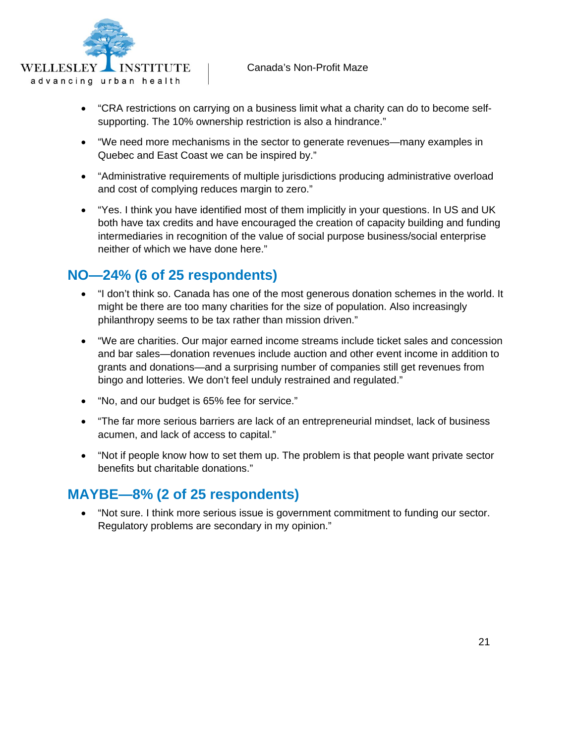- “CRA restrictions on carrying on a business limit what a charity can do to become self-supporting. The 10% ownership restriction is also a hindrance.”
- “We need more mechanisms in the sector to generate revenues—many examples in Quebec and East Coast we can be inspired by.”
- “Administrative requirements of multiple jurisdictions producing administrative overload and cost of complying reduces margin to zero.”
- “Yes. I think you have identified most of them implicitly in your questions. In US and UK both have tax credits and have encouraged the creation of capacity building and funding intermediaries in recognition of the value of social purpose business/social enterprise neither of which we have done here.”

## NO—24% (6 of 25 respondents)

- “I don’t think so. Canada has one of the most generous donation schemes in the world. It might be there are too many charities for the size of population. Also increasingly philanthropy seems to be tax rather than mission driven.”
- “We are charities. Our major earned income streams include ticket sales and concession and bar sales—donation revenues include auction and other event income in addition to grants and donations—and a surprising number of companies still get revenues from bingo and lotteries. We don’t feel unduly restrained and regulated.”
- “No, and our budget is 65% fee for service.”
- “The far more serious barriers are lack of an entrepreneurial mindset, lack of business acumen, and lack of access to capital.”
- “Not if people know how to set them up. The problem is that people want private sector benefits but charitable donations.”

## MAYBE—8% (2 of 25 respondents)

- “Not sure. I think more serious issue is government commitment to funding our sector. Regulatory problems are secondary in my opinion.”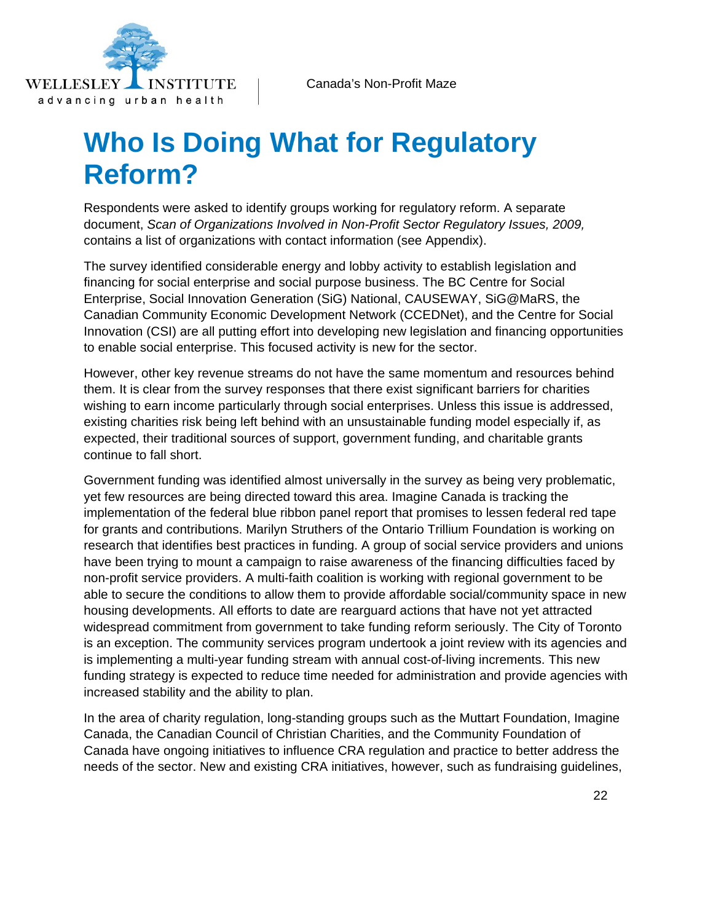# Who Is Doing What for Regulatory Reform?

Respondents were asked to identify groups working for regulatory reform. A separate document, *Scan of Organizations Involved in Non-Profit Sector Regulatory Issues, 2009,* contains a list of organizations with contact information (see Appendix).

The survey identified considerable energy and lobby activity to establish legislation and financing for social enterprise and social purpose business. The BC Centre for Social Enterprise, Social Innovation Generation (SiG) National, CAUSEWAY, SiG@MaRS, the Canadian Community Economic Development Network (CCEDNet), and the Centre for Social Innovation (CSI) are all putting effort into developing new legislation and financing opportunities to enable social enterprise. This focused activity is new for the sector.

However, other key revenue streams do not have the same momentum and resources behind them. It is clear from the survey responses that there exist significant barriers for charities wishing to earn income particularly through social enterprises. Unless this issue is addressed, existing charities risk being left behind with an unsustainable funding model especially if, as expected, their traditional sources of support, government funding, and charitable grants continue to fall short.

Government funding was identified almost universally in the survey as being very problematic, yet few resources are being directed toward this area. Imagine Canada is tracking the implementation of the federal blue ribbon panel report that promises to lessen federal red tape for grants and contributions. Marilyn Struthers of the Ontario Trillium Foundation is working on research that identifies best practices in funding. A group of social service providers and unions have been trying to mount a campaign to raise awareness of the financing difficulties faced by non-profit service providers. A multi-faith coalition is working with regional government to be able to secure the conditions to allow them to provide affordable social/community space in new housing developments. All efforts to date are rearguard actions that have not yet attracted widespread commitment from government to take funding reform seriously. The City of Toronto is an exception. The community services program undertook a joint review with its agencies and is implementing a multi-year funding stream with annual cost-of-living increments. This new funding strategy is expected to reduce time needed for administration and provide agencies with increased stability and the ability to plan.

In the area of charity regulation, long-standing groups such as the Muttart Foundation, Imagine Canada, the Canadian Council of Christian Charities, and the Community Foundation of Canada have ongoing initiatives to influence CRA regulation and practice to better address the needs of the sector. New and existing CRA initiatives, however, such as fundraising guidelines,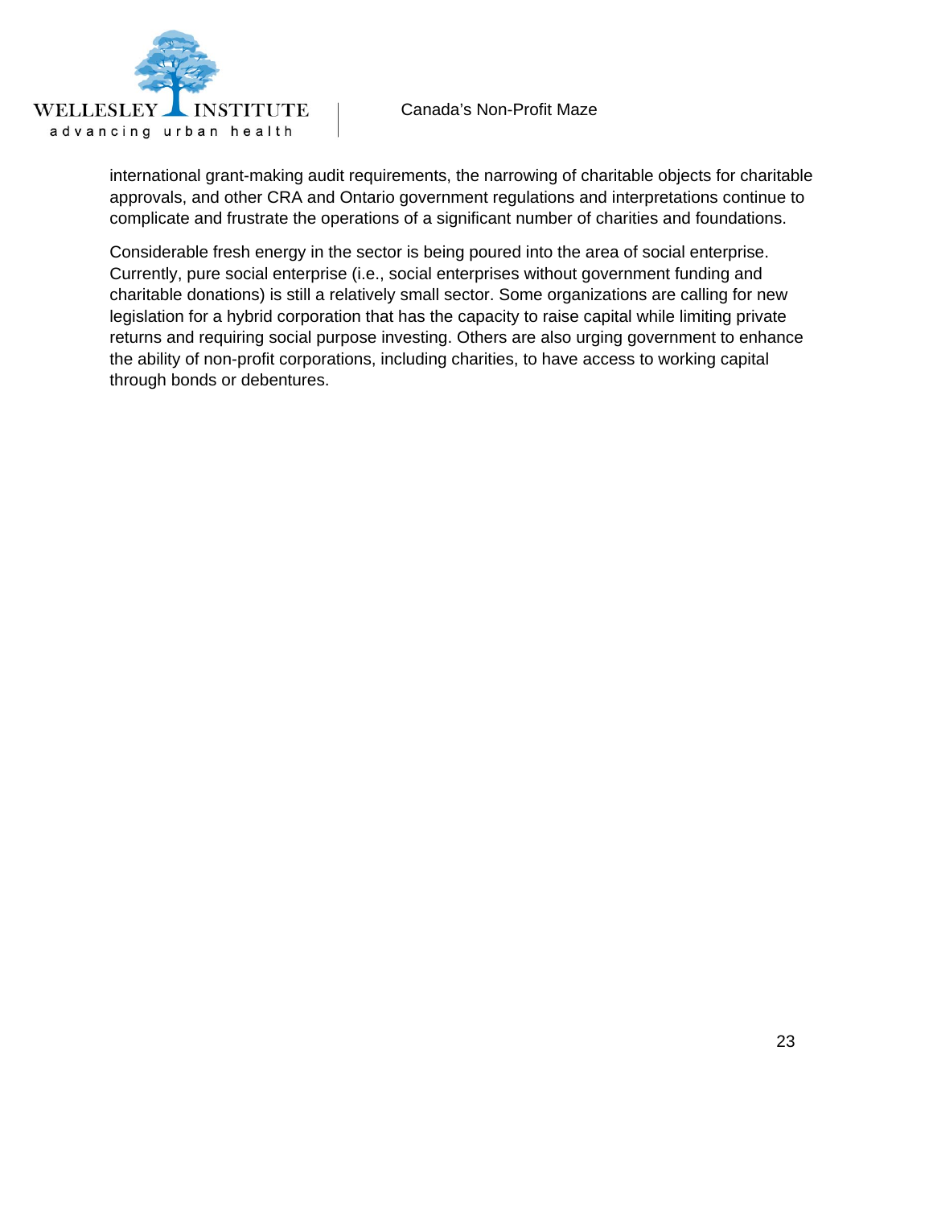international grant-making audit requirements, the narrowing of charitable objects for charitable approvals, and other CRA and Ontario government regulations and interpretations continue to complicate and frustrate the operations of a significant number of charities and foundations.

Considerable fresh energy in the sector is being poured into the area of social enterprise. Currently, pure social enterprise (i.e., social enterprises without government funding and charitable donations) is still a relatively small sector. Some organizations are calling for new legislation for a hybrid corporation that has the capacity to raise capital while limiting private returns and requiring social purpose investing. Others are also urging government to enhance the ability of non-profit corporations, including charities, to have access to working capital through bonds or debentures.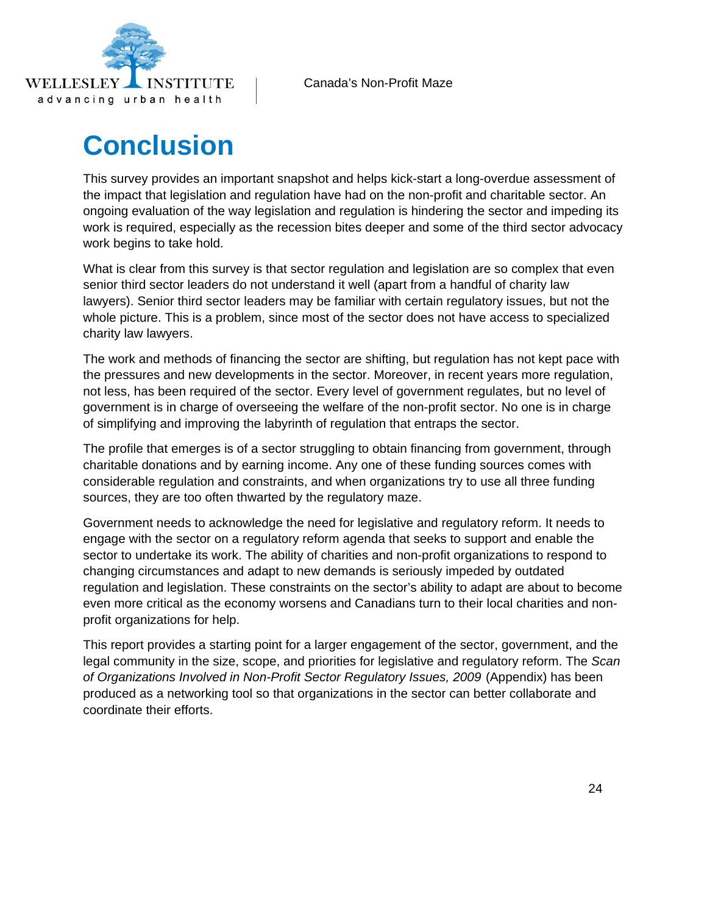# Conclusion

This survey provides an important snapshot and helps kick-start a long-overdue assessment of the impact that legislation and regulation have had on the non-profit and charitable sector. An ongoing evaluation of the way legislation and regulation is hindering the sector and impeding its work is required, especially as the recession bites deeper and some of the third sector advocacy work begins to take hold.

What is clear from this survey is that sector regulation and legislation are so complex that even senior third sector leaders do not understand it well (apart from a handful of charity law lawyers). Senior third sector leaders may be familiar with certain regulatory issues, but not the whole picture. This is a problem, since most of the sector does not have access to specialized charity law lawyers.

The work and methods of financing the sector are shifting, but regulation has not kept pace with the pressures and new developments in the sector. Moreover, in recent years more regulation, not less, has been required of the sector. Every level of government regulates, but no level of government is in charge of overseeing the welfare of the non-profit sector. No one is in charge of simplifying and improving the labyrinth of regulation that entraps the sector.

The profile that emerges is of a sector struggling to obtain financing from government, through charitable donations and by earning income. Any one of these funding sources comes with considerable regulation and constraints, and when organizations try to use all three funding sources, they are too often thwarted by the regulatory maze.

Government needs to acknowledge the need for legislative and regulatory reform. It needs to engage with the sector on a regulatory reform agenda that seeks to support and enable the sector to undertake its work. The ability of charities and non-profit organizations to respond to changing circumstances and adapt to new demands is seriously impeded by outdated regulation and legislation. These constraints on the sector's ability to adapt are about to become even more critical as the economy worsens and Canadians turn to their local charities and non-profit organizations for help.

This report provides a starting point for a larger engagement of the sector, government, and the legal community in the size, scope, and priorities for legislative and regulatory reform. The *Scan of Organizations Involved in Non-Profit Sector Regulatory Issues, 2009* (Appendix) has been produced as a networking tool so that organizations in the sector can better collaborate and coordinate their efforts.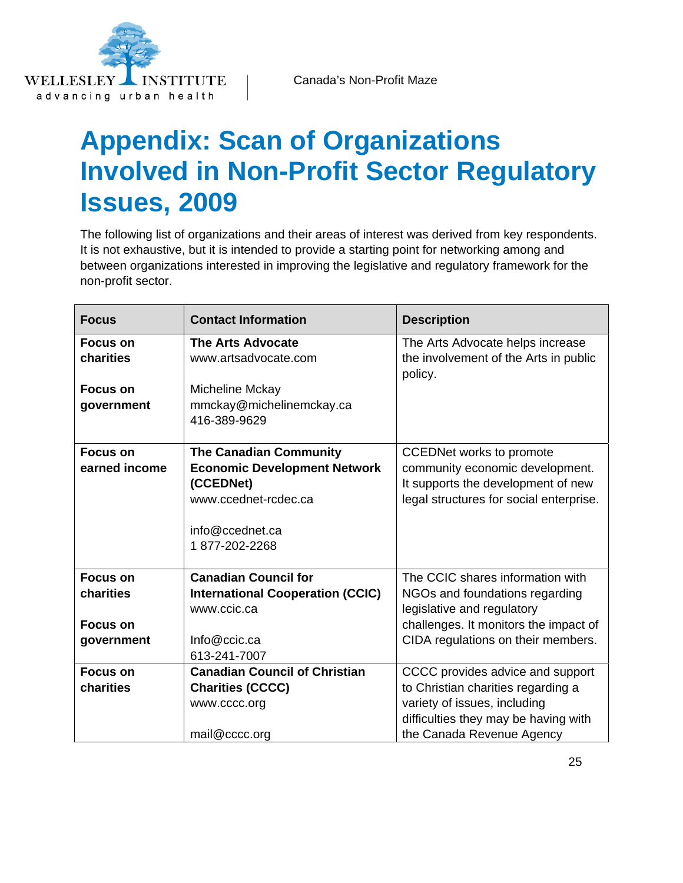# Appendix: Scan of Organizations Involved in Non-Profit Sector Regulatory Issues, 2009

The following list of organizations and their areas of interest was derived from key respondents. It is not exhaustive, but it is intended to provide a starting point for networking among and between organizations interested in improving the legislative and regulatory framework for the non-profit sector.

| Focus | Contact Information | Description |
|---|---|---|
| **Focus on charities**<br><br>**Focus on government** | **The Arts Advocate**<br>www.artsadvocate.com<br><br>Micheline Mckay<br>mmckay@michelinemckay.ca<br>416-389-9629 | The Arts Advocate helps increase the involvement of the Arts in public policy. |
| **Focus on earned income** | **The Canadian Community Economic Development Network (CCEDNet)**<br>www.ccednet-rcdec.ca<br><br>info@ccednet.ca<br>1 877-202-2268 | CCEDNet works to promote community economic development. It supports the development of new legal structures for social enterprise. |
| **Focus on charities**<br><br>**Focus on government** | **Canadian Council for International Cooperation (CCIC)**<br>www.ccic.ca<br><br>Info@ccic.ca<br>613-241-7007 | The CCIC shares information with NGOs and foundations regarding legislative and regulatory challenges. It monitors the impact of CIDA regulations on their members. |
| **Focus on charities** | **Canadian Council of Christian Charities (CCCC)**<br>www.cccc.org<br><br>mail@cccc.org | CCCC provides advice and support to Christian charities regarding a variety of issues, including difficulties they may be having with the Canada Revenue Agency |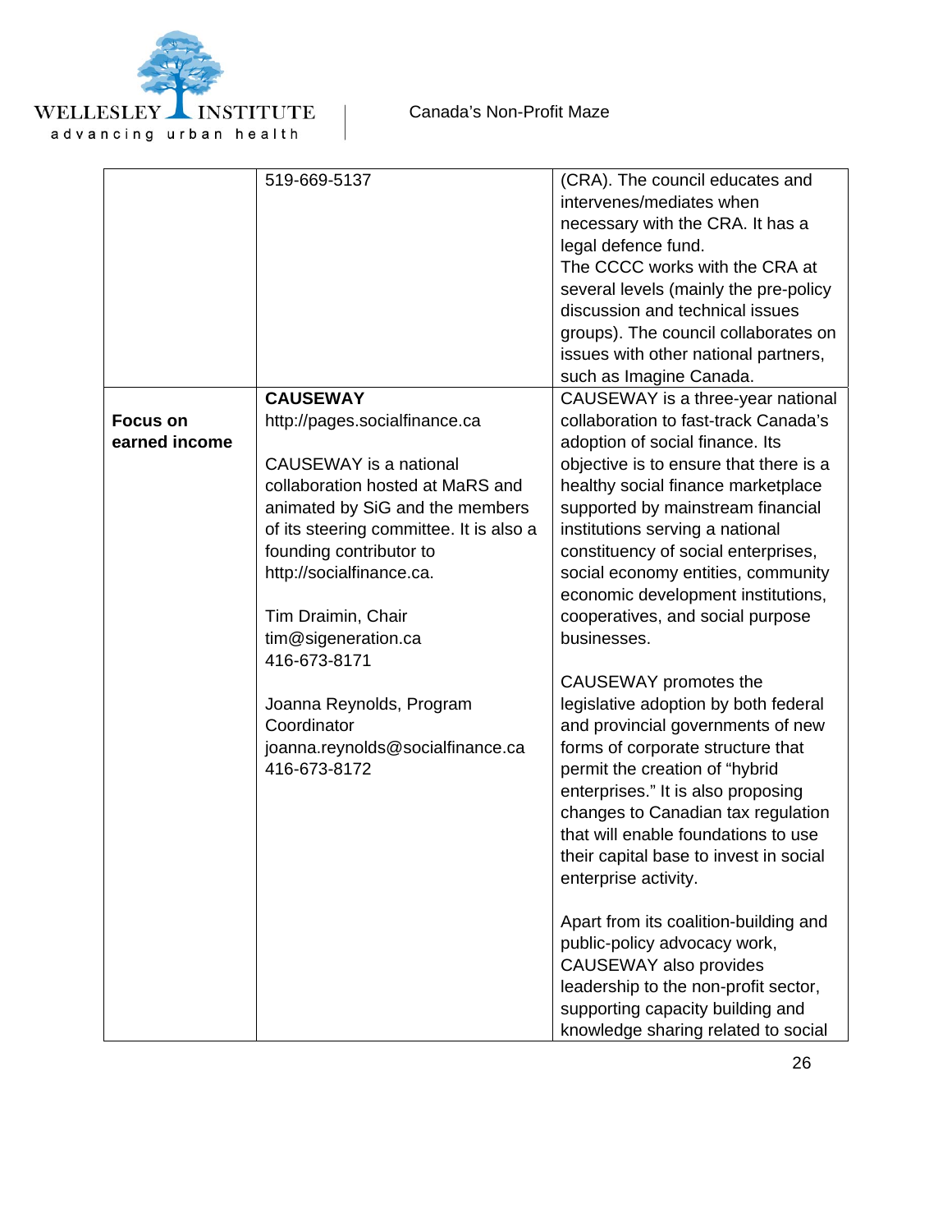| | | |
|---|---|---|
| | 519-669-5137 | (CRA). The council educates and intervenes/mediates when necessary with the CRA. It has a legal defence fund.<br>The CCCC works with the CRA at several levels (mainly the pre-policy discussion and technical issues groups). The council collaborates on issues with other national partners, such as Imagine Canada. |
| **Focus on earned income** | **CAUSEWAY**<br>http://pages.socialfinance.ca<br><br>CAUSEWAY is a national collaboration hosted at MaRS and animated by SiG and the members of its steering committee. It is also a founding contributor to http://socialfinance.ca.<br><br>Tim Draimin, Chair<br>tim@sigeneration.ca<br>416-673-8171<br><br>Joanna Reynolds, Program Coordinator<br>joanna.reynolds@socialfinance.ca<br>416-673-8172 | CAUSEWAY is a three-year national collaboration to fast-track Canada's adoption of social finance. Its objective is to ensure that there is a healthy social finance marketplace supported by mainstream financial institutions serving a national constituency of social enterprises, social economy entities, community economic development institutions, cooperatives, and social purpose businesses.<br><br>CAUSEWAY promotes the legislative adoption by both federal and provincial governments of new forms of corporate structure that permit the creation of "hybrid enterprises." It is also proposing changes to Canadian tax regulation that will enable foundations to use their capital base to invest in social enterprise activity.<br><br>Apart from its coalition-building and public-policy advocacy work, CAUSEWAY also provides leadership to the non-profit sector, supporting capacity building and knowledge sharing related to social |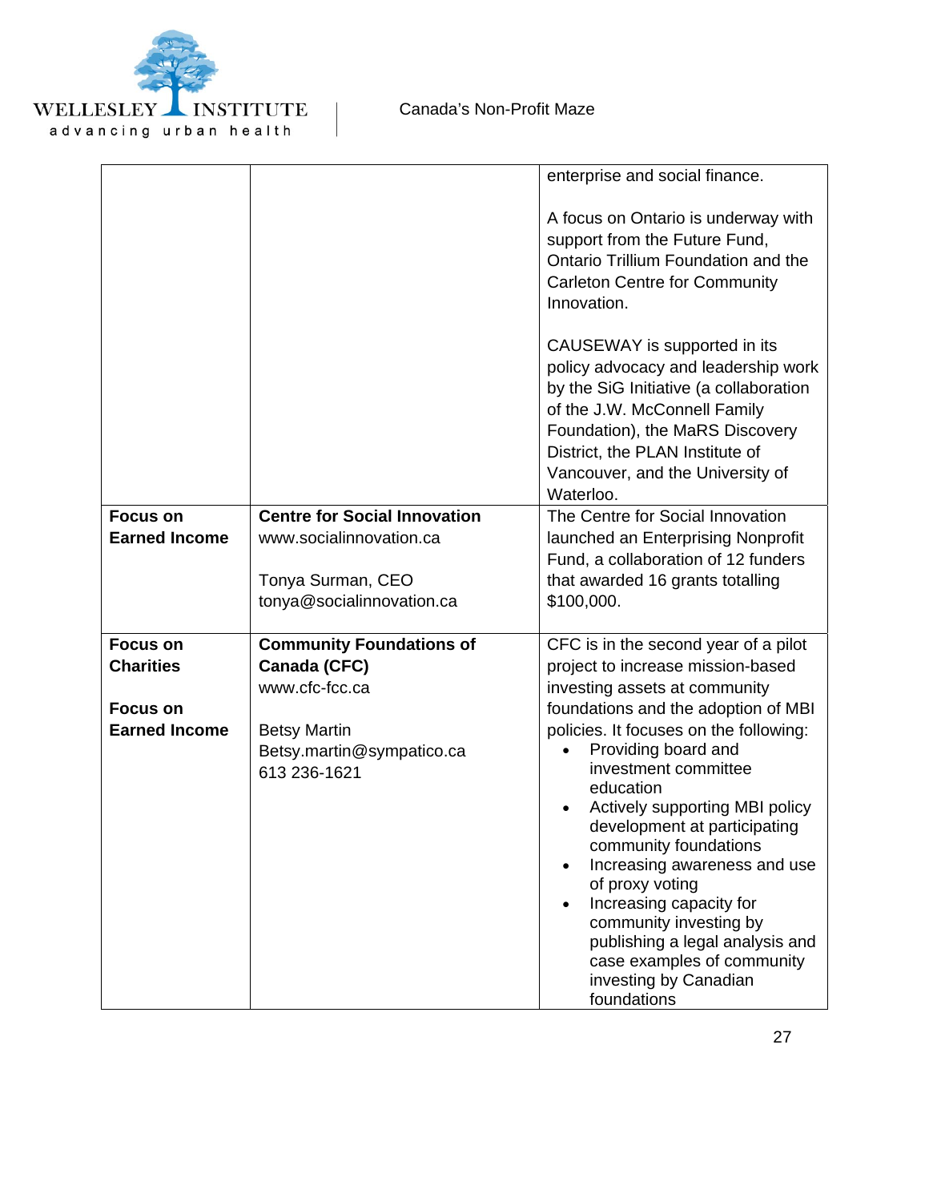| | | enterprise and social finance.<br><br>A focus on Ontario is underway with support from the Future Fund, Ontario Trillium Foundation and the Carleton Centre for Community Innovation.<br><br>CAUSEWAY is supported in its policy advocacy and leadership work by the SiG Initiative (a collaboration of the J.W. McConnell Family Foundation), the MaRS Discovery District, the PLAN Institute of Vancouver, and the University of Waterloo. |
|---|---|---|
| **Focus on Earned Income** | **Centre for Social Innovation**<br>www.socialinnovation.ca<br><br>Tonya Surman, CEO<br>tonya@socialinnovation.ca | The Centre for Social Innovation launched an Enterprising Nonprofit Fund, a collaboration of 12 funders that awarded 16 grants totalling $100,000. |
| **Focus on Charities**<br><br>**Focus on Earned Income** | **Community Foundations of Canada (CFC)**<br>www.cfc-fcc.ca<br><br>Betsy Martin<br>Betsy.martin@sympatico.ca<br>613 236-1621 | CFC is in the second year of a pilot project to increase mission-based investing assets at community foundations and the adoption of MBI policies. It focuses on the following:<br>• Providing board and investment committee education<br>• Actively supporting MBI policy development at participating community foundations<br>• Increasing awareness and use of proxy voting<br>• Increasing capacity for community investing by publishing a legal analysis and case examples of community investing by Canadian foundations |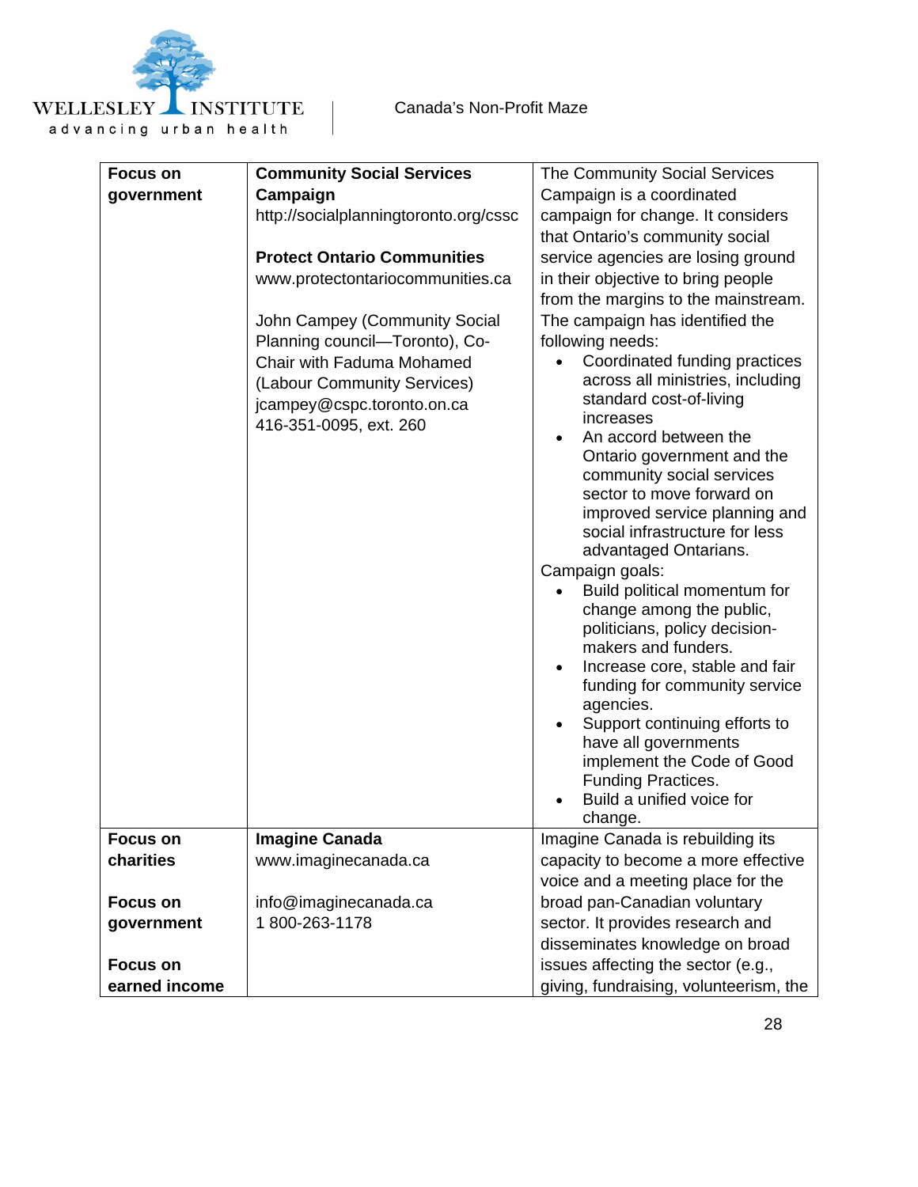| | | |
|---|---|---|
| **Focus on government** | **Community Social Services Campaign**<br>http://socialplanningtoronto.org/cssc<br><br>**Protect Ontario Communities**<br>www.protectontariocommunities.ca<br><br>John Campey (Community Social Planning council—Toronto), Co-Chair with Faduma Mohamed (Labour Community Services)<br>jcampey@cspc.toronto.on.ca<br>416-351-0095, ext. 260 | The Community Social Services Campaign is a coordinated campaign for change. It considers that Ontario's community social service agencies are losing ground in their objective to bring people from the margins to the mainstream. The campaign has identified the following needs:<br>• Coordinated funding practices across all ministries, including standard cost-of-living increases<br>• An accord between the Ontario government and the community social services sector to move forward on improved service planning and social infrastructure for less advantaged Ontarians.<br>Campaign goals:<br>• Build political momentum for change among the public, politicians, policy decision-makers and funders.<br>• Increase core, stable and fair funding for community service agencies.<br>• Support continuing efforts to have all governments implement the Code of Good Funding Practices.<br>• Build a unified voice for change. |
| **Focus on charities**<br><br>**Focus on government**<br><br>**Focus on earned income** | **Imagine Canada**<br>www.imaginecanada.ca<br><br>info@imaginecanada.ca<br>1 800-263-1178 | Imagine Canada is rebuilding its capacity to become a more effective voice and a meeting place for the broad pan-Canadian voluntary sector. It provides research and disseminates knowledge on broad issues affecting the sector (e.g., giving, fundraising, volunteerism, the |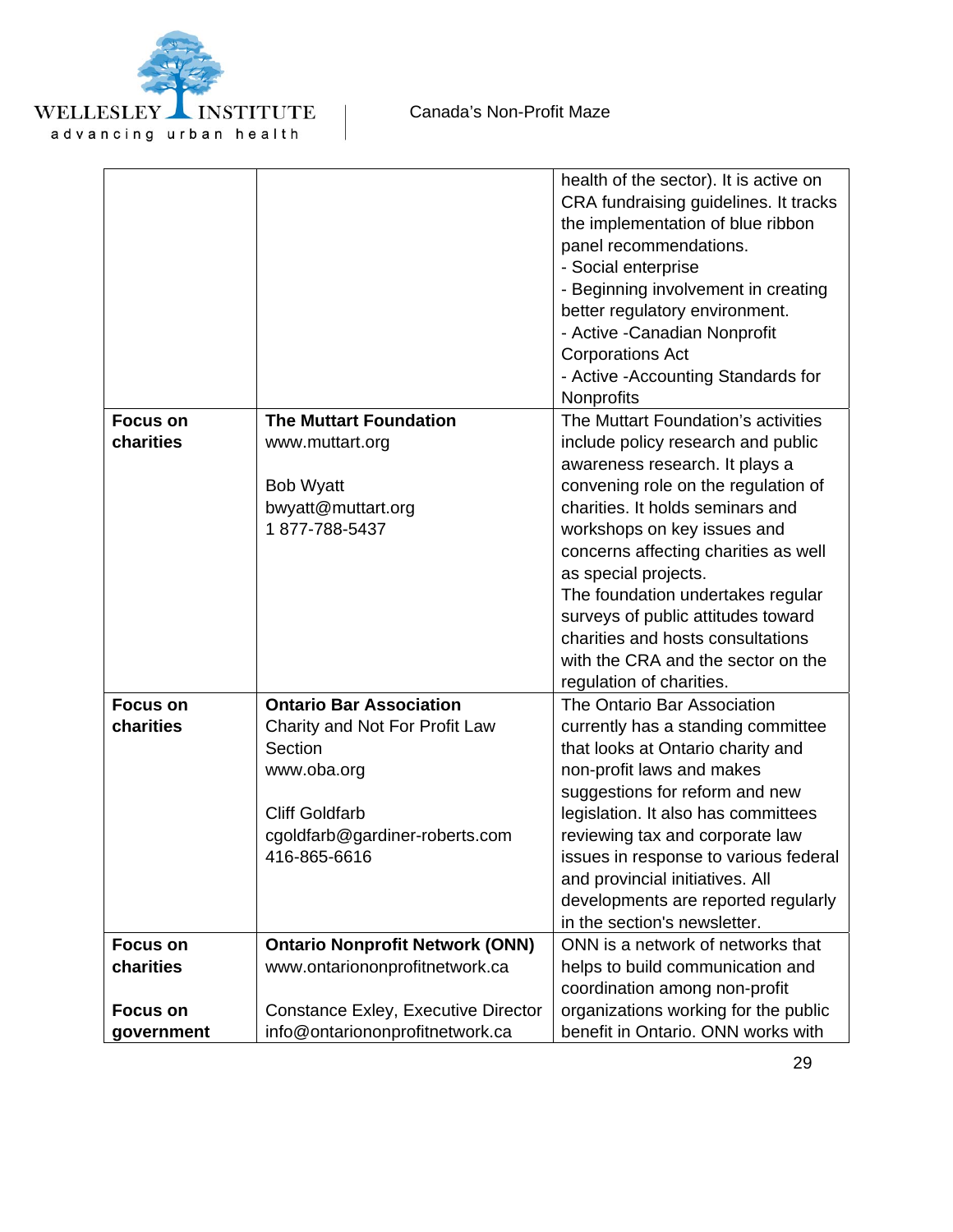| | | |
|---|---|---|
| | | health of the sector). It is active on CRA fundraising guidelines. It tracks the implementation of blue ribbon panel recommendations.<br>- Social enterprise<br>- Beginning involvement in creating better regulatory environment.<br>- Active -Canadian Nonprofit Corporations Act<br>- Active -Accounting Standards for Nonprofits |
| **Focus on charities** | **The Muttart Foundation**<br>www.muttart.org<br><br>Bob Wyatt<br>bwyatt@muttart.org<br>1 877-788-5437 | The Muttart Foundation's activities include policy research and public awareness research. It plays a convening role on the regulation of charities. It holds seminars and workshops on key issues and concerns affecting charities as well as special projects.<br>The foundation undertakes regular surveys of public attitudes toward charities and hosts consultations with the CRA and the sector on the regulation of charities. |
| **Focus on charities** | **Ontario Bar Association**<br>Charity and Not For Profit Law Section<br>www.oba.org<br><br>Cliff Goldfarb<br>cgoldfarb@gardiner-roberts.com<br>416-865-6616 | The Ontario Bar Association currently has a standing committee that looks at Ontario charity and non-profit laws and makes suggestions for reform and new legislation. It also has committees reviewing tax and corporate law issues in response to various federal and provincial initiatives. All developments are reported regularly in the section's newsletter. |
| **Focus on charities**<br><br>**Focus on government** | **Ontario Nonprofit Network (ONN)**<br>www.ontariononprofitnetwork.ca<br><br>Constance Exley, Executive Director<br>info@ontariononprofitnetwork.ca | ONN is a network of networks that helps to build communication and coordination among non-profit organizations working for the public benefit in Ontario. ONN works with |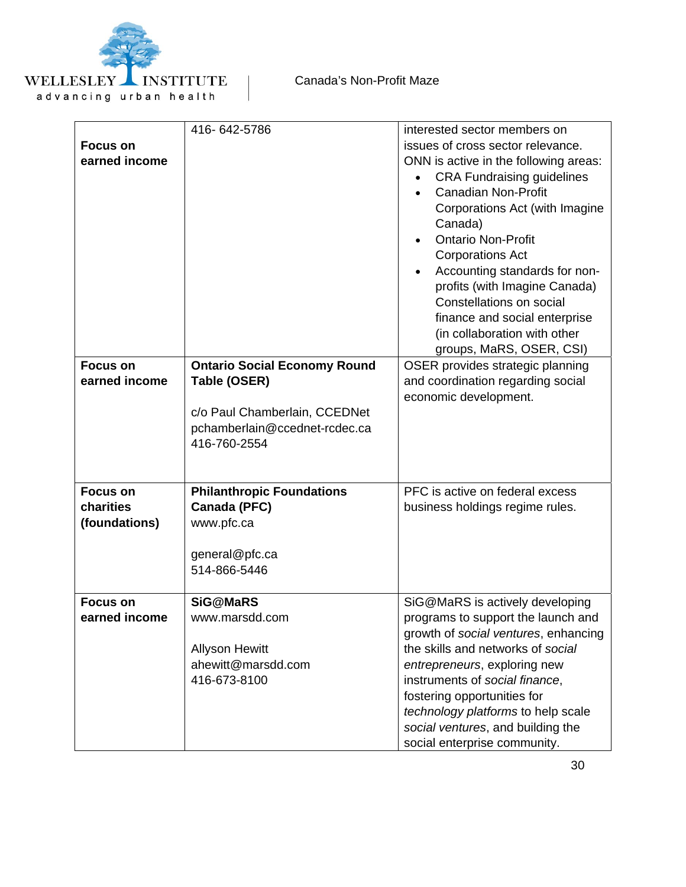| Focus on earned income | 416- 642-5786 | interested sector members on issues of cross sector relevance. ONN is active in the following areas: <br>• CRA Fundraising guidelines <br>• Canadian Non-Profit Corporations Act (with Imagine Canada) <br>• Ontario Non-Profit Corporations Act <br>• Accounting standards for non-profits (with Imagine Canada) Constellations on social finance and social enterprise (in collaboration with other groups, MaRS, OSER, CSI) |
|---|---|---|
| **Focus on earned income** | **Ontario Social Economy Round Table (OSER)**<br><br>c/o Paul Chamberlain, CCEDNet<br>pchamberlain@ccednet-rcdec.ca<br>416-760-2554 | OSER provides strategic planning and coordination regarding social economic development. |
| **Focus on charities (foundations)** | **Philanthropic Foundations Canada (PFC)**<br>www.pfc.ca<br><br>general@pfc.ca<br>514-866-5446 | PFC is active on federal excess business holdings regime rules. |
| **Focus on earned income** | **SiG@MaRS**<br>www.marsdd.com<br><br>Allyson Hewitt<br>ahewitt@marsdd.com<br>416-673-8100 | SiG@MaRS is actively developing programs to support the launch and growth of *social ventures*, enhancing the skills and networks of *social entrepreneurs*, exploring new instruments of *social finance*, fostering opportunities for *technology platforms* to help scale *social ventures*, and building the social enterprise community. |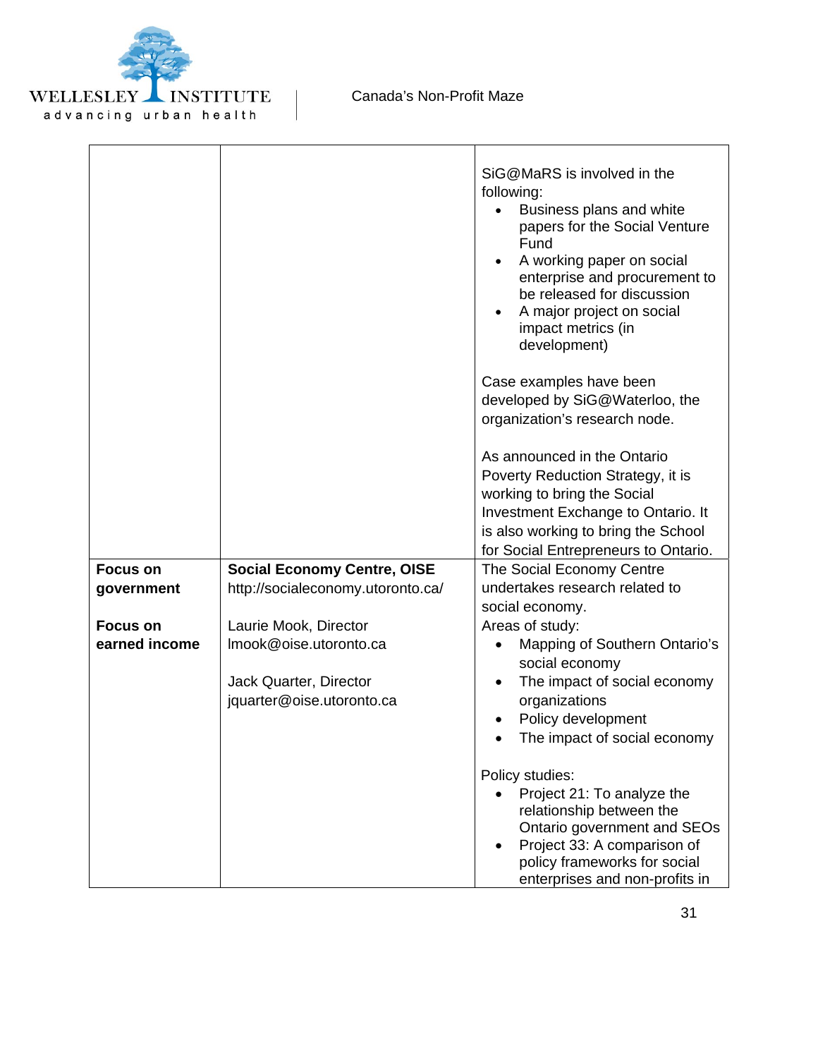| | | |
|---|---|---|
| | | SiG@MaRS is involved in the following:<br>• Business plans and white papers for the Social Venture Fund<br>• A working paper on social enterprise and procurement to be released for discussion<br>• A major project on social impact metrics (in development)<br><br>Case examples have been developed by SiG@Waterloo, the organization's research node.<br><br>As announced in the Ontario Poverty Reduction Strategy, it is working to bring the Social Investment Exchange to Ontario. It is also working to bring the School for Social Entrepreneurs to Ontario. |
| **Focus on government**<br><br>**Focus on earned income** | **Social Economy Centre, OISE**<br>http://socialeconomy.utoronto.ca/<br><br>Laurie Mook, Director<br>lmook@oise.utoronto.ca<br><br>Jack Quarter, Director<br>jquarter@oise.utoronto.ca | The Social Economy Centre undertakes research related to social economy.<br>Areas of study:<br>• Mapping of Southern Ontario's social economy<br>• The impact of social economy organizations<br>• Policy development<br>• The impact of social economy<br><br>Policy studies:<br>• Project 21: To analyze the relationship between the Ontario government and SEOs<br>• Project 33: A comparison of policy frameworks for social enterprises and non-profits in |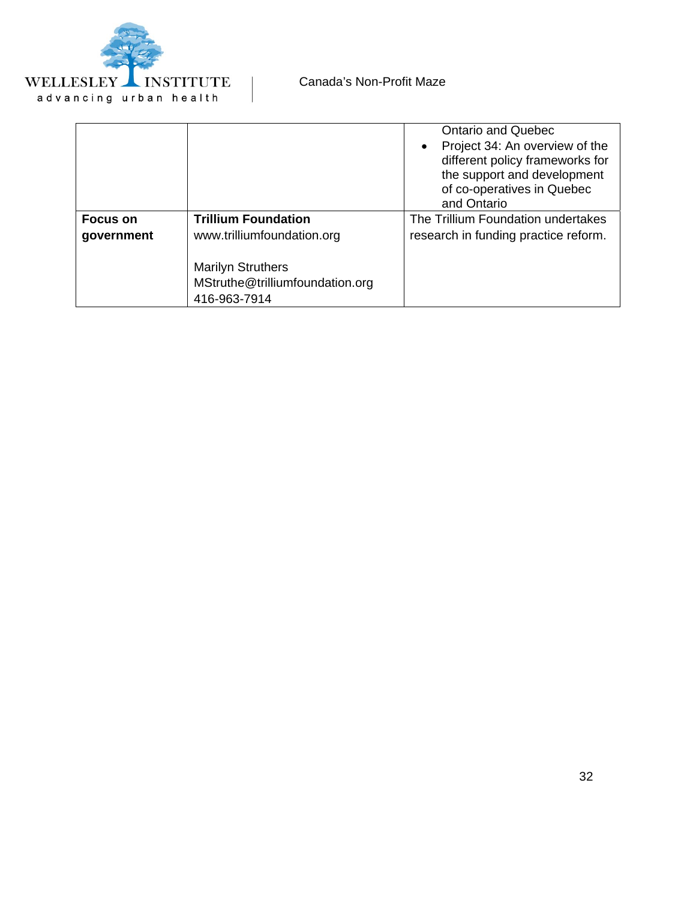| | | |
|---|---|---|
| | | Ontario and Quebec<br>• Project 34: An overview of the different policy frameworks for the support and development of co-operatives in Quebec and Ontario |
| **Focus on government** | **Trillium Foundation**<br>www.trilliumfoundation.org<br><br>Marilyn Struthers<br>MStruthe@trilliumfoundation.org<br>416-963-7914 | The Trillium Foundation undertakes research in funding practice reform. |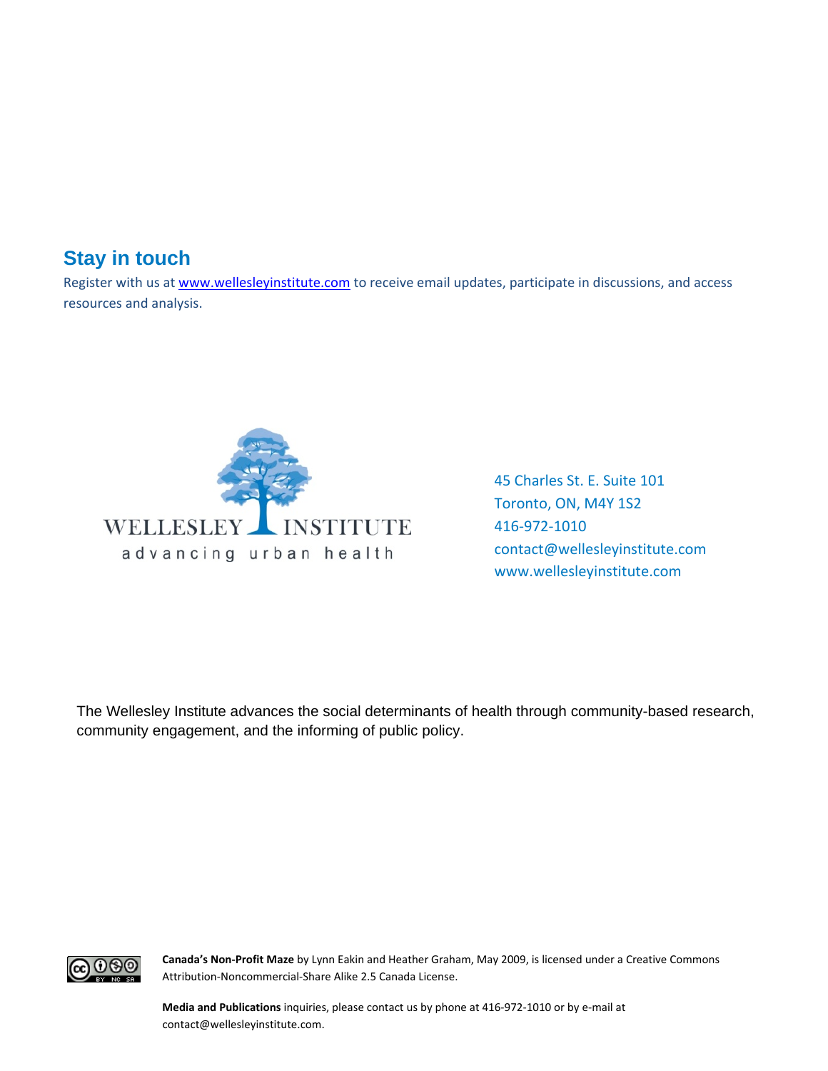## Stay in touch

Register with us at www.wellesleyinstitute.com to receive email updates, participate in discussions, and access resources and analysis.

WELLESLEY INSTITUTE
advancing urban health

45 Charles St. E. Suite 101
Toronto, ON, M4Y 1S2
416-972-1010
contact@wellesleyinstitute.com
www.wellesleyinstitute.com

The Wellesley Institute advances the social determinants of health through community-based research, community engagement, and the informing of public policy.

**Canada's Non-Profit Maze** by Lynn Eakin and Heather Graham, May 2009, is licensed under a Creative Commons Attribution-Noncommercial-Share Alike 2.5 Canada License.

**Media and Publications** inquiries, please contact us by phone at 416-972-1010 or by e-mail at contact@wellesleyinstitute.com.